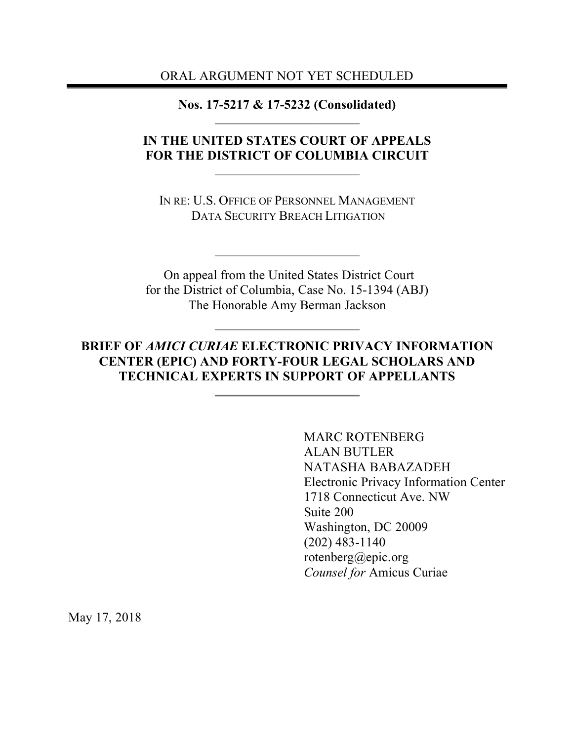ORAL ARGUMENT NOT YET SCHEDULED

---

**Nos. 17-5217 & 17-5232 (Consolidated)**

---

**IN THE UNITED STATES COURT OF APPEALS**
**FOR THE DISTRICT OF COLUMBIA CIRCUIT**

---

IN RE: U.S. OFFICE OF PERSONNEL MANAGEMENT
DATA SECURITY BREACH LITIGATION

---

On appeal from the United States District Court
for the District of Columbia, Case No. 15-1394 (ABJ)
The Honorable Amy Berman Jackson

---

**BRIEF OF *AMICI CURIAE* ELECTRONIC PRIVACY INFORMATION CENTER (EPIC) AND FORTY-FOUR LEGAL SCHOLARS AND TECHNICAL EXPERTS IN SUPPORT OF APPELLANTS**

---

MARC ROTENBERG
ALAN BUTLER
NATASHA BABAZADEH
Electronic Privacy Information Center
1718 Connecticut Ave. NW
Suite 200
Washington, DC 20009
(202) 483-1140
rotenberg@epic.org
*Counsel for* Amicus Curiae

May 17, 2018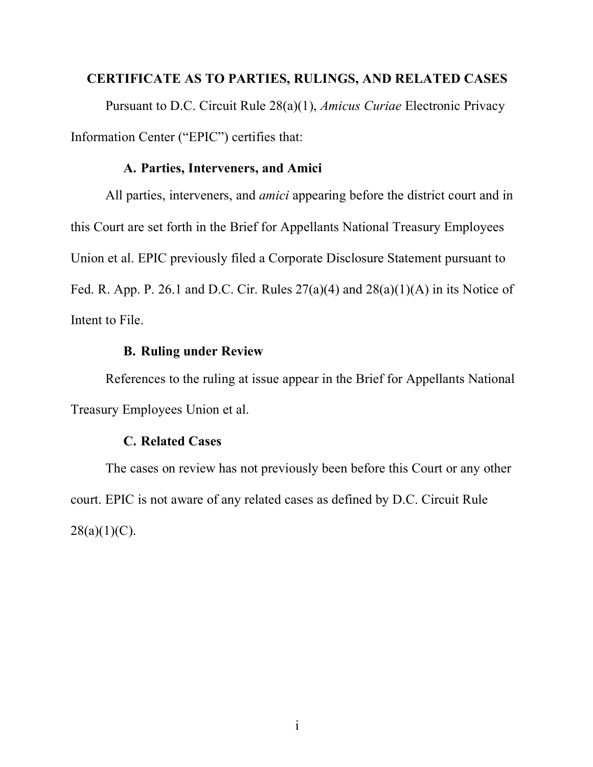# CERTIFICATE AS TO PARTIES, RULINGS, AND RELATED CASES

Pursuant to D.C. Circuit Rule 28(a)(1), *Amicus Curiae* Electronic Privacy Information Center ("EPIC") certifies that:

## A. Parties, Interveners, and Amici

All parties, interveners, and *amici* appearing before the district court and in this Court are set forth in the Brief for Appellants National Treasury Employees Union et al. EPIC previously filed a Corporate Disclosure Statement pursuant to Fed. R. App. P. 26.1 and D.C. Cir. Rules 27(a)(4) and 28(a)(1)(A) in its Notice of Intent to File.

## B. Ruling under Review

References to the ruling at issue appear in the Brief for Appellants National Treasury Employees Union et al.

## C. Related Cases

The cases on review has not previously been before this Court or any other court. EPIC is not aware of any related cases as defined by D.C. Circuit Rule 28(a)(1)(C).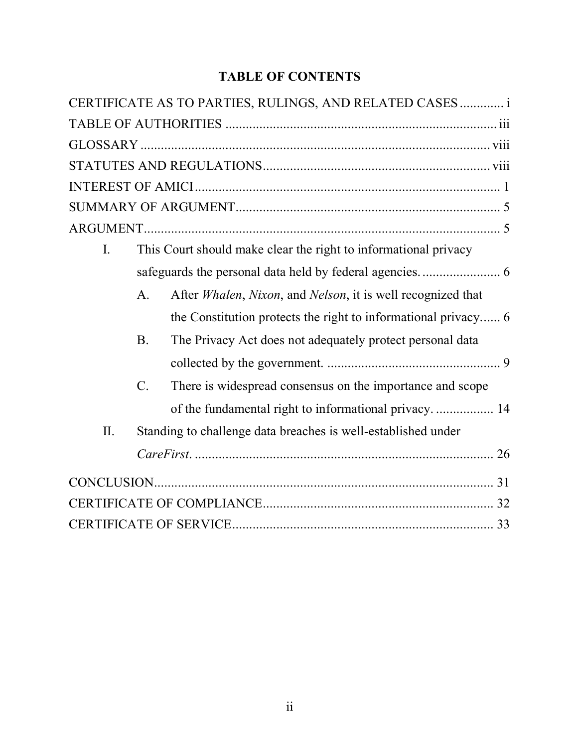# TABLE OF CONTENTS

CERTIFICATE AS TO PARTIES, RULINGS, AND RELATED CASES ............. i

TABLE OF AUTHORITIES ................................................................................ iii

GLOSSARY ...................................................................................................... viii

STATUTES AND REGULATIONS ................................................................. viii

INTEREST OF AMICI ......................................................................................... 1

SUMMARY OF ARGUMENT ............................................................................. 5

ARGUMENT ......................................................................................................... 5

- I. This Court should make clear the right to informational privacy safeguards the personal data held by federal agencies. ....................... 6
  - A. After *Whalen*, *Nixon*, and *Nelson*, it is well recognized that the Constitution protects the right to informational privacy...... 6
  - B. The Privacy Act does not adequately protect personal data collected by the government. .................................................. 9
  - C. There is widespread consensus on the importance and scope of the fundamental right to informational privacy. ................. 14
- II. Standing to challenge data breaches is well-established under *CareFirst*. ........................................................................................ 26

CONCLUSION .................................................................................................... 31

CERTIFICATE OF COMPLIANCE .................................................................... 32

CERTIFICATE OF SERVICE ............................................................................. 33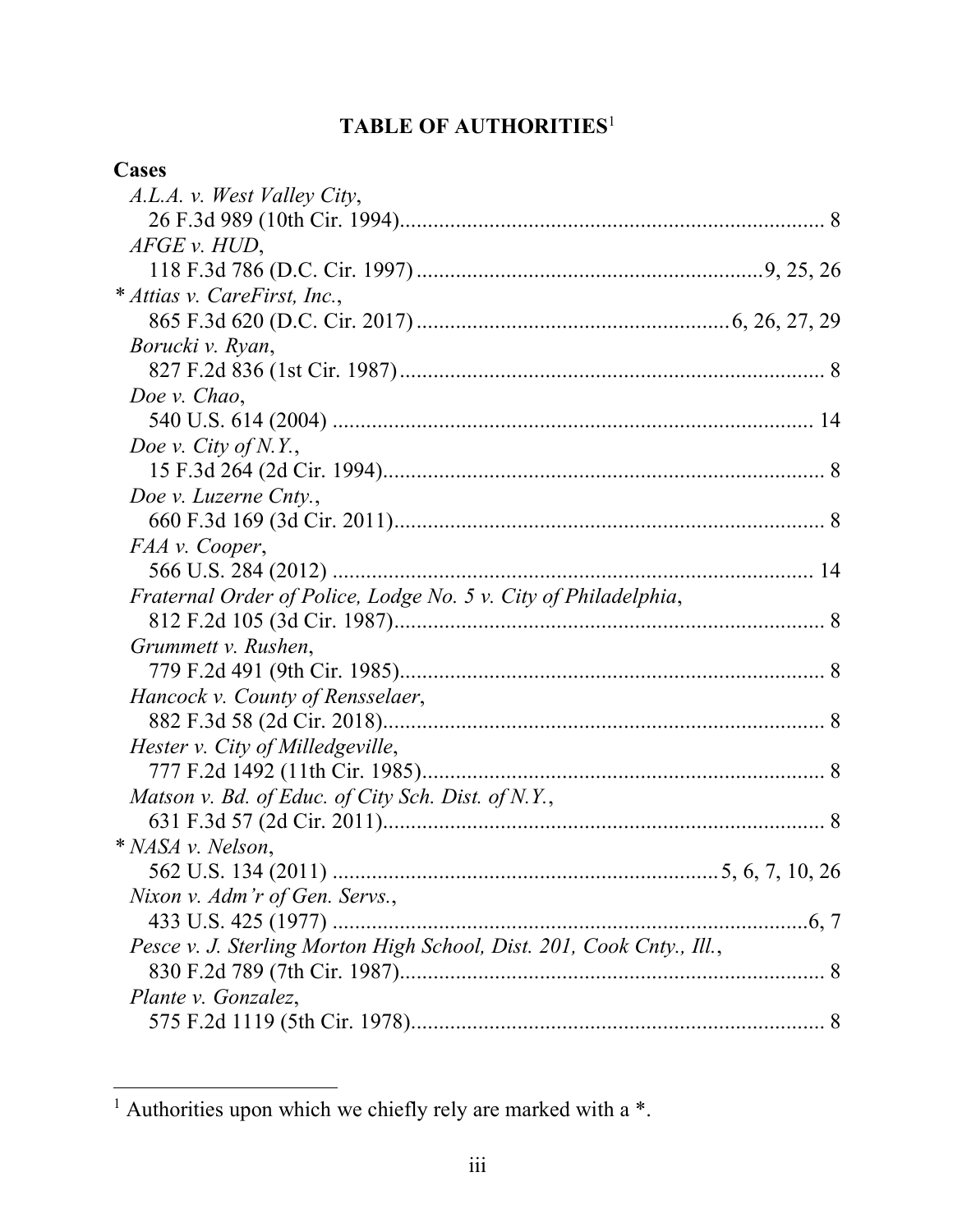## TABLE OF AUTHORITIES[1]

**Cases**

*A.L.A. v. West Valley City*,
26 F.3d 989 (10th Cir. 1994) ........................................................................ 8

*AFGE v. HUD*,
118 F.3d 786 (D.C. Cir. 1997) ........................................................... 9, 25, 26

\* *Attias v. CareFirst, Inc.*,
865 F.3d 620 (D.C. Cir. 2017) ...................................................... 6, 26, 27, 29

*Borucki v. Ryan*,
827 F.2d 836 (1st Cir. 1987) ........................................................................ 8

*Doe v. Chao*,
540 U.S. 614 (2004) ................................................................................... 14

*Doe v. City of N.Y.*,
15 F.3d 264 (2d Cir. 1994) ........................................................................... 8

*Doe v. Luzerne Cnty.*,
660 F.3d 169 (3d Cir. 2011) ......................................................................... 8

*FAA v. Cooper*,
566 U.S. 284 (2012) ................................................................................... 14

*Fraternal Order of Police, Lodge No. 5 v. City of Philadelphia*,
812 F.2d 105 (3d Cir. 1987) ......................................................................... 8

*Grummett v. Rushen*,
779 F.2d 491 (9th Cir. 1985) ........................................................................ 8

*Hancock v. County of Rensselaer*,
882 F.3d 58 (2d Cir. 2018) ........................................................................... 8

*Hester v. City of Milledgeville*,
777 F.2d 1492 (11th Cir. 1985) .................................................................... 8

*Matson v. Bd. of Educ. of City Sch. Dist. of N.Y.*,
631 F.3d 57 (2d Cir. 2011) ........................................................................... 8

\* *NASA v. Nelson*,
562 U.S. 134 (2011) ................................................................... 5, 6, 7, 10, 26

*Nixon v. Adm'r of Gen. Servs.*,
433 U.S. 425 (1977) ................................................................................. 6, 7

*Pesce v. J. Sterling Morton High School, Dist. 201, Cook Cnty., Ill.*,
830 F.2d 789 (7th Cir. 1987) ........................................................................ 8

*Plante v. Gonzalez*,
575 F.2d 1119 (5th Cir. 1978) ...................................................................... 8

[1] Authorities upon which we chiefly rely are marked with a *.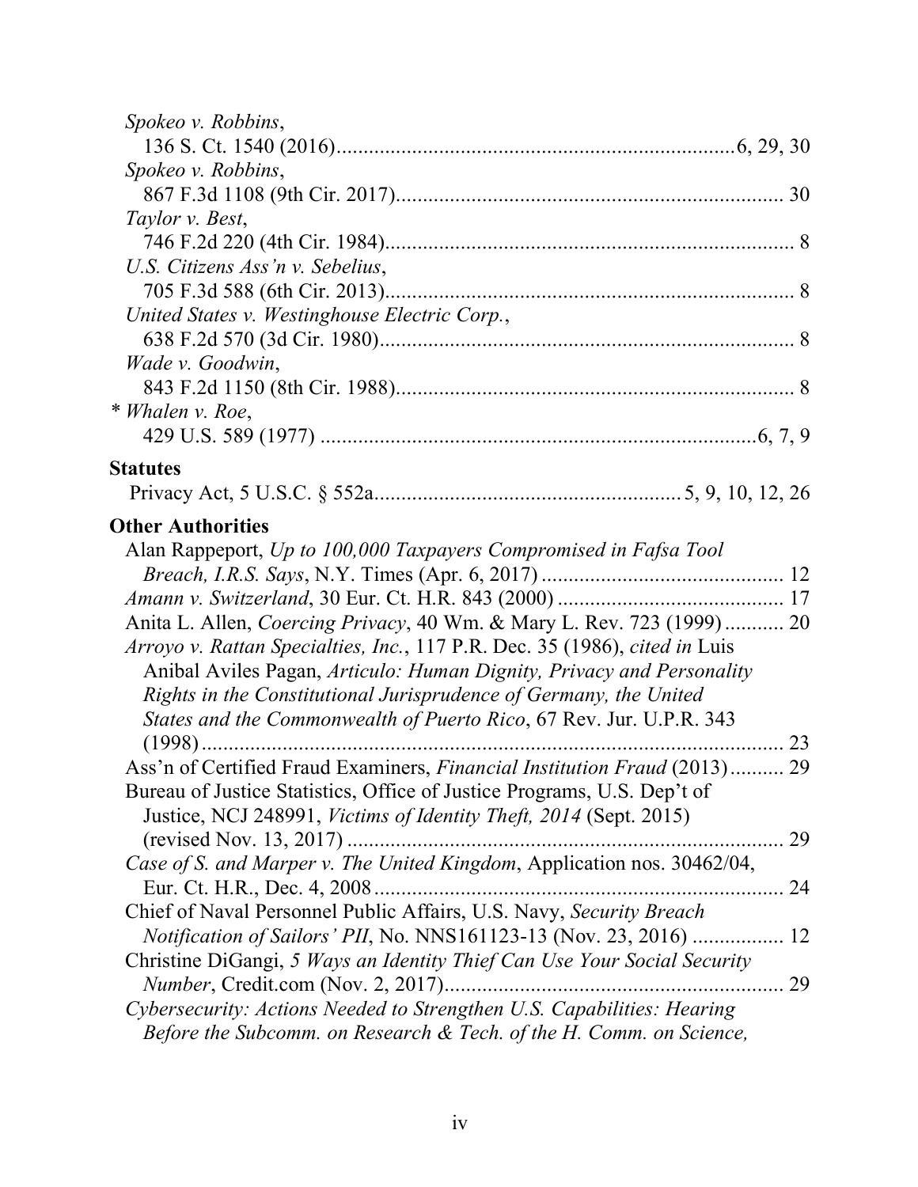*Spokeo v. Robbins*,
136 S. Ct. 1540 (2016) ........................................................................ 6, 29, 30

*Spokeo v. Robbins*,
867 F.3d 1108 (9th Cir. 2017) ........................................................................ 30

*Taylor v. Best*,
746 F.2d 220 (4th Cir. 1984) ........................................................................ 8

*U.S. Citizens Ass'n v. Sebelius*,
705 F.3d 588 (6th Cir. 2013) ........................................................................ 8

*United States v. Westinghouse Electric Corp.*,
638 F.2d 570 (3d Cir. 1980) ........................................................................ 8

*Wade v. Goodwin*,
843 F.2d 1150 (8th Cir. 1988) ........................................................................ 8

* *Whalen v. Roe*,
429 U.S. 589 (1977) ........................................................................ 6, 7, 9

**Statutes**

Privacy Act, 5 U.S.C. § 552a ........................................................................ 5, 9, 10, 12, 26

**Other Authorities**

Alan Rappeport, *Up to 100,000 Taxpayers Compromised in Fafsa Tool Breach, I.R.S. Says*, N.Y. Times (Apr. 6, 2017) ........................................................................ 12

*Amann v. Switzerland*, 30 Eur. Ct. H.R. 843 (2000) ........................................................................ 17

Anita L. Allen, *Coercing Privacy*, 40 Wm. & Mary L. Rev. 723 (1999) ........................................................................ 20

*Arroyo v. Rattan Specialties, Inc.*, 117 P.R. Dec. 35 (1986), *cited in* Luis Anibal Aviles Pagan, *Articulo: Human Dignity, Privacy and Personality Rights in the Constitutional Jurisprudence of Germany, the United States and the Commonwealth of Puerto Rico*, 67 Rev. Jur. U.P.R. 343 (1998) ........................................................................ 23

Ass'n of Certified Fraud Examiners, *Financial Institution Fraud* (2013) ........................................................................ 29

Bureau of Justice Statistics, Office of Justice Programs, U.S. Dep't of Justice, NCJ 248991, *Victims of Identity Theft, 2014* (Sept. 2015) (revised Nov. 13, 2017) ........................................................................ 29

*Case of S. and Marper v. The United Kingdom*, Application nos. 30462/04, Eur. Ct. H.R., Dec. 4, 2008 ........................................................................ 24

Chief of Naval Personnel Public Affairs, U.S. Navy, *Security Breach Notification of Sailors' PII*, No. NNS161123-13 (Nov. 23, 2016) ........................................................................ 12

Christine DiGangi, *5 Ways an Identity Thief Can Use Your Social Security Number*, Credit.com (Nov. 2, 2017) ........................................................................ 29

*Cybersecurity: Actions Needed to Strengthen U.S. Capabilities: Hearing Before the Subcomm. on Research & Tech. of the H. Comm. on Science,*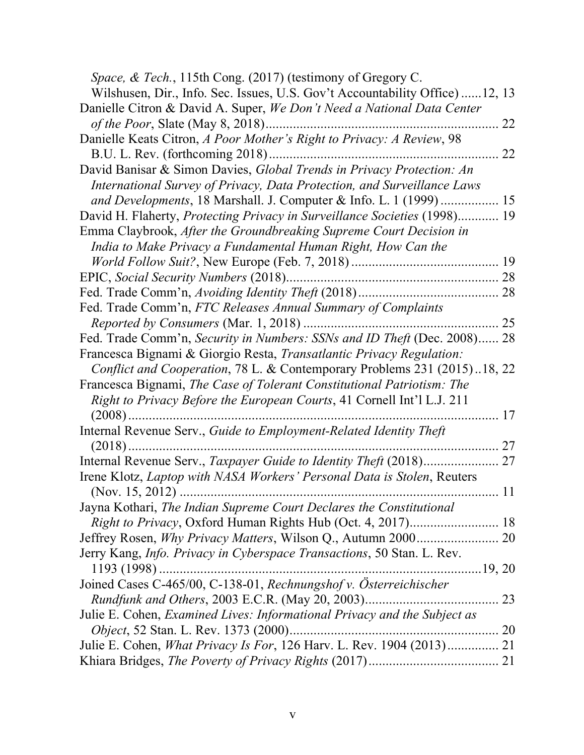*Space, & Tech.*, 115th Cong. (2017) (testimony of Gregory C. Wilshusen, Dir., Info. Sec. Issues, U.S. Gov't Accountability Office) ......12, 13

Danielle Citron & David A. Super, *We Don't Need a National Data Center of the Poor*, Slate (May 8, 2018) .................................................................... 22

Danielle Keats Citron, *A Poor Mother's Right to Privacy: A Review*, 98 B.U. L. Rev. (forthcoming 2018) ................................................................... 22

David Banisar & Simon Davies, *Global Trends in Privacy Protection: An International Survey of Privacy, Data Protection, and Surveillance Laws and Developments*, 18 Marshall. J. Computer & Info. L. 1 (1999) ................. 15

David H. Flaherty, *Protecting Privacy in Surveillance Societies* (1998)............ 19

Emma Claybrook, *After the Groundbreaking Supreme Court Decision in India to Make Privacy a Fundamental Human Right, How Can the World Follow Suit?*, New Europe (Feb. 7, 2018) ........................................... 19

EPIC, *Social Security Numbers* (2018)............................................................. 28

Fed. Trade Comm'n, *Avoiding Identity Theft* (2018)......................................... 28

Fed. Trade Comm'n, *FTC Releases Annual Summary of Complaints Reported by Consumers* (Mar. 1, 2018) ......................................................... 25

Fed. Trade Comm'n, *Security in Numbers: SSNs and ID Theft* (Dec. 2008)...... 28

Francesca Bignami & Giorgio Resta, *Transatlantic Privacy Regulation: Conflict and Cooperation*, 78 L. & Contemporary Problems 231 (2015)..18, 22

Francesca Bignami, *The Case of Tolerant Constitutional Patriotism: The Right to Privacy Before the European Courts*, 41 Cornell Int'l L.J. 211 (2008)............................................................................................................ 17

Internal Revenue Serv., *Guide to Employment-Related Identity Theft* (2018)............................................................................................................ 27

Internal Revenue Serv., *Taxpayer Guide to Identity Theft* (2018)...................... 27

Irene Klotz, *Laptop with NASA Workers' Personal Data is Stolen*, Reuters (Nov. 15, 2012) ............................................................................................ 11

Jayna Kothari, *The Indian Supreme Court Declares the Constitutional Right to Privacy*, Oxford Human Rights Hub (Oct. 4, 2017).......................... 18

Jeffrey Rosen, *Why Privacy Matters*, Wilson Q., Autumn 2000........................ 20

Jerry Kang, *Info. Privacy in Cyberspace Transactions*, 50 Stan. L. Rev. 1193 (1998) ..............................................................................................19, 20

Joined Cases C-465/00, C-138-01, *Rechnungshof v. Österreichischer Rundfunk and Others*, 2003 E.C.R. (May 20, 2003)....................................... 23

Julie E. Cohen, *Examined Lives: Informational Privacy and the Subject as Object*, 52 Stan. L. Rev. 1373 (2000)............................................................ 20

Julie E. Cohen, *What Privacy Is For*, 126 Harv. L. Rev. 1904 (2013)............... 21

Khiara Bridges, *The Poverty of Privacy Rights* (2017)...................................... 21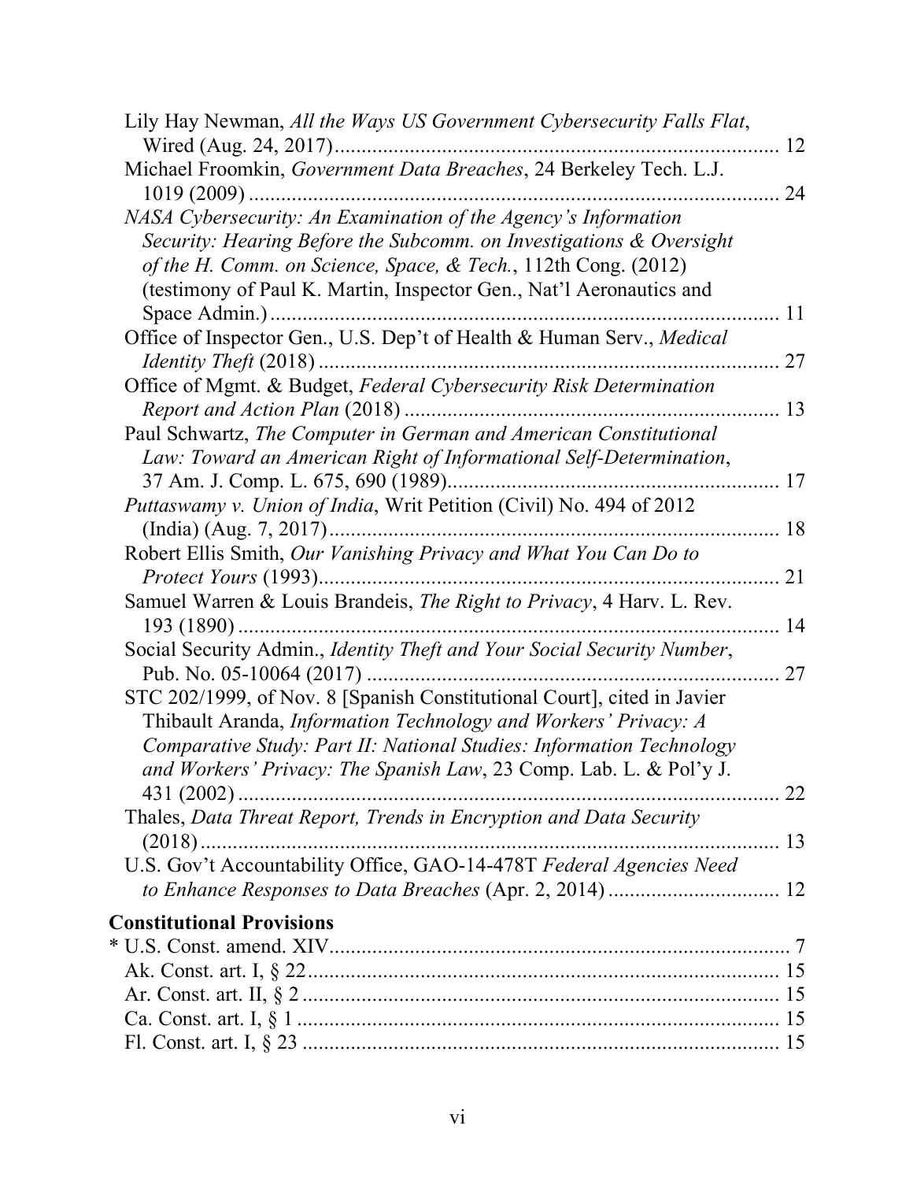Lily Hay Newman, *All the Ways US Government Cybersecurity Falls Flat*, Wired (Aug. 24, 2017) ........................................................................ 12

Michael Froomkin, *Government Data Breaches*, 24 Berkeley Tech. L.J. 1019 (2009) ........................................................................ 24

*NASA Cybersecurity: An Examination of the Agency's Information Security: Hearing Before the Subcomm. on Investigations & Oversight of the H. Comm. on Science, Space, & Tech.*, 112th Cong. (2012) (testimony of Paul K. Martin, Inspector Gen., Nat'l Aeronautics and Space Admin.) ........................................................................ 11

Office of Inspector Gen., U.S. Dep't of Health & Human Serv., *Medical Identity Theft* (2018) ........................................................................ 27

Office of Mgmt. & Budget, *Federal Cybersecurity Risk Determination Report and Action Plan* (2018) ........................................................................ 13

Paul Schwartz, *The Computer in German and American Constitutional Law: Toward an American Right of Informational Self-Determination*, 37 Am. J. Comp. L. 675, 690 (1989) ........................................................................ 17

*Puttaswamy v. Union of India*, Writ Petition (Civil) No. 494 of 2012 (India) (Aug. 7, 2017) ........................................................................ 18

Robert Ellis Smith, *Our Vanishing Privacy and What You Can Do to Protect Yours* (1993) ........................................................................ 21

Samuel Warren & Louis Brandeis, *The Right to Privacy*, 4 Harv. L. Rev. 193 (1890) ........................................................................ 14

Social Security Admin., *Identity Theft and Your Social Security Number*, Pub. No. 05-10064 (2017) ........................................................................ 27

STC 202/1999, of Nov. 8 [Spanish Constitutional Court], cited in Javier Thibault Aranda, *Information Technology and Workers' Privacy: A Comparative Study: Part II: National Studies: Information Technology and Workers' Privacy: The Spanish Law*, 23 Comp. Lab. L. & Pol'y J. 431 (2002) ........................................................................ 22

Thales, *Data Threat Report, Trends in Encryption and Data Security* (2018) ........................................................................ 13

U.S. Gov't Accountability Office, GAO-14-478T *Federal Agencies Need to Enhance Responses to Data Breaches* (Apr. 2, 2014) ........................................................................ 12

**Constitutional Provisions**

* U.S. Const. amend. XIV ........................................................................ 7

Ak. Const. art. I, § 22 ........................................................................ 15

Ar. Const. art. II, § 2 ........................................................................ 15

Ca. Const. art. I, § 1 ........................................................................ 15

Fl. Const. art. I, § 23 ........................................................................ 15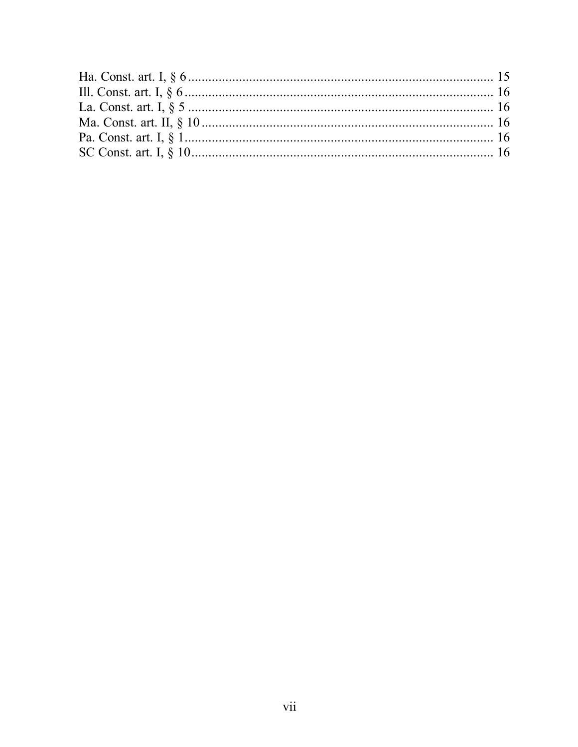Ha. Const. art. I, § 6 .......................................................................................... 15
Ill. Const. art. I, § 6 ........................................................................................... 16
La. Const. art. I, § 5 ........................................................................................... 16
Ma. Const. art. II, § 10 ....................................................................................... 16
Pa. Const. art. I, § 1 ............................................................................................ 16
SC Const. art. I, § 10 .......................................................................................... 16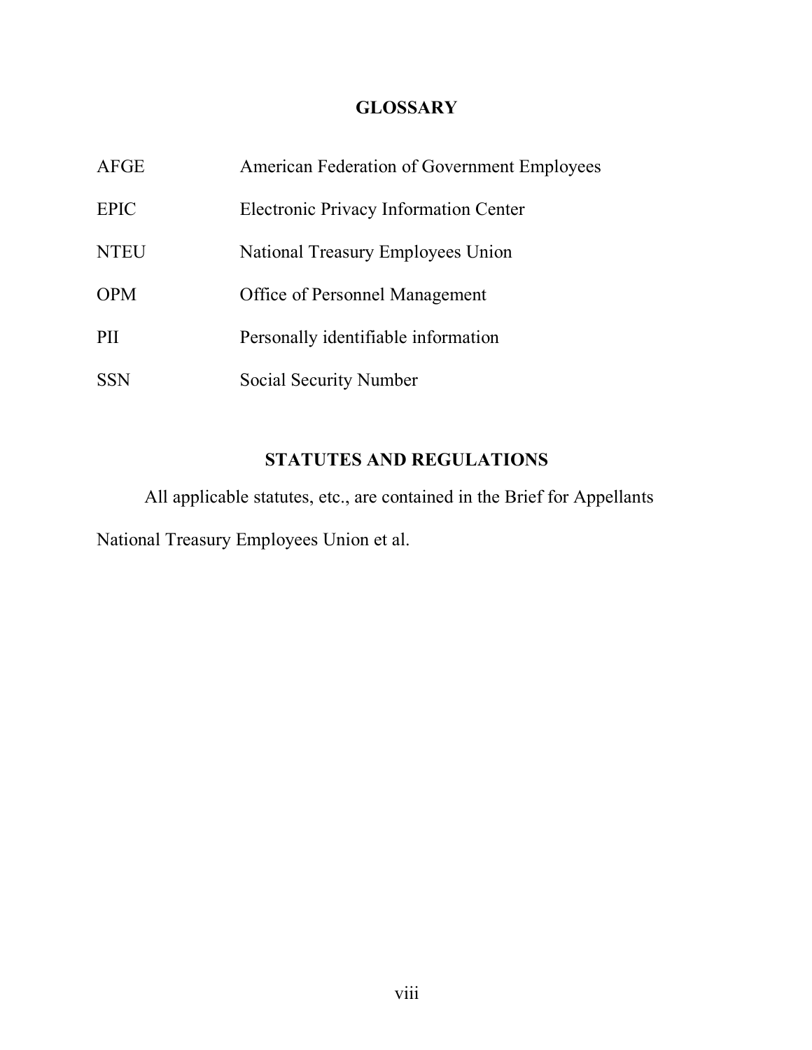## GLOSSARY

| | |
|---|---|
| AFGE | American Federation of Government Employees |
| EPIC | Electronic Privacy Information Center |
| NTEU | National Treasury Employees Union |
| OPM | Office of Personnel Management |
| PII | Personally identifiable information |
| SSN | Social Security Number |

## STATUTES AND REGULATIONS

All applicable statutes, etc., are contained in the Brief for Appellants National Treasury Employees Union et al.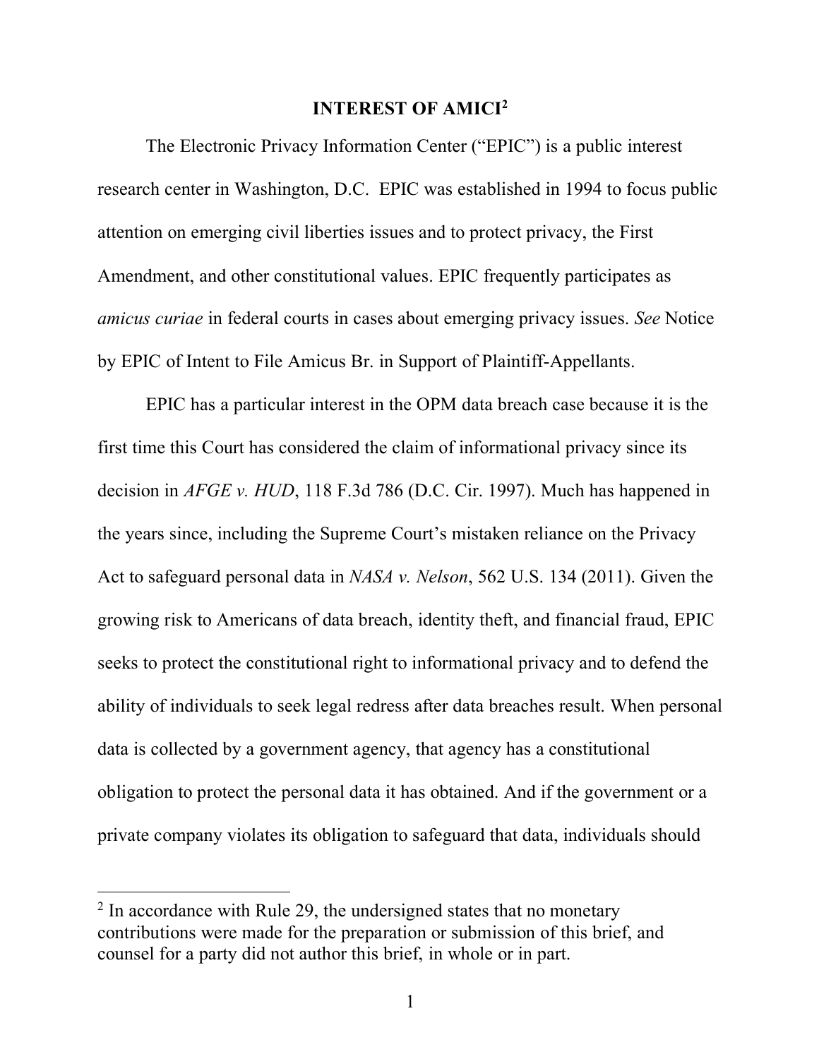# INTEREST OF AMICI[2]

The Electronic Privacy Information Center ("EPIC") is a public interest research center in Washington, D.C. EPIC was established in 1994 to focus public attention on emerging civil liberties issues and to protect privacy, the First Amendment, and other constitutional values. EPIC frequently participates as *amicus curiae* in federal courts in cases about emerging privacy issues. *See* Notice by EPIC of Intent to File Amicus Br. in Support of Plaintiff-Appellants.

EPIC has a particular interest in the OPM data breach case because it is the first time this Court has considered the claim of informational privacy since its decision in *AFGE v. HUD*, 118 F.3d 786 (D.C. Cir. 1997). Much has happened in the years since, including the Supreme Court's mistaken reliance on the Privacy Act to safeguard personal data in *NASA v. Nelson*, 562 U.S. 134 (2011). Given the growing risk to Americans of data breach, identity theft, and financial fraud, EPIC seeks to protect the constitutional right to informational privacy and to defend the ability of individuals to seek legal redress after data breaches result. When personal data is collected by a government agency, that agency has a constitutional obligation to protect the personal data it has obtained. And if the government or a private company violates its obligation to safeguard that data, individuals should

---

[2] In accordance with Rule 29, the undersigned states that no monetary contributions were made for the preparation or submission of this brief, and counsel for a party did not author this brief, in whole or in part.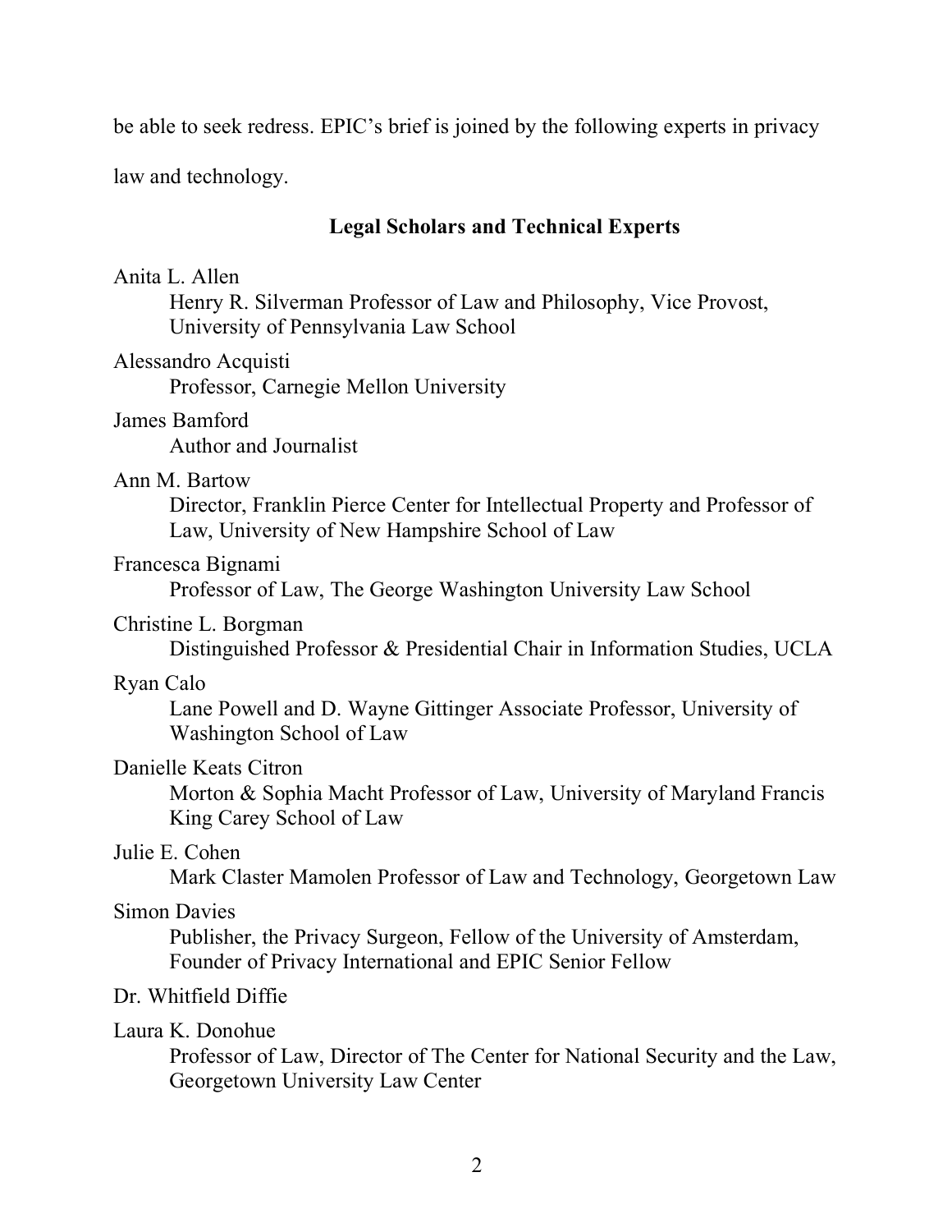be able to seek redress. EPIC's brief is joined by the following experts in privacy law and technology.

### Legal Scholars and Technical Experts

Anita L. Allen
Henry R. Silverman Professor of Law and Philosophy, Vice Provost, University of Pennsylvania Law School

Alessandro Acquisti
Professor, Carnegie Mellon University

James Bamford
Author and Journalist

Ann M. Bartow
Director, Franklin Pierce Center for Intellectual Property and Professor of Law, University of New Hampshire School of Law

Francesca Bignami
Professor of Law, The George Washington University Law School

Christine L. Borgman
Distinguished Professor & Presidential Chair in Information Studies, UCLA

Ryan Calo
Lane Powell and D. Wayne Gittinger Associate Professor, University of Washington School of Law

Danielle Keats Citron
Morton & Sophia Macht Professor of Law, University of Maryland Francis King Carey School of Law

Julie E. Cohen
Mark Claster Mamolen Professor of Law and Technology, Georgetown Law

Simon Davies
Publisher, the Privacy Surgeon, Fellow of the University of Amsterdam, Founder of Privacy International and EPIC Senior Fellow

Dr. Whitfield Diffie

Laura K. Donohue
Professor of Law, Director of The Center for National Security and the Law, Georgetown University Law Center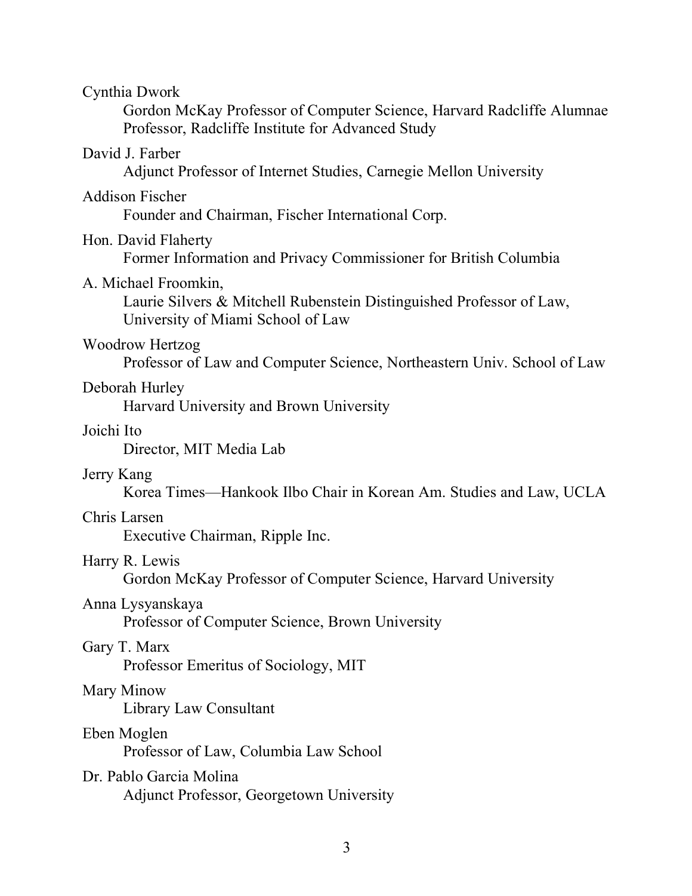Cynthia Dwork
  Gordon McKay Professor of Computer Science, Harvard Radcliffe Alumnae Professor, Radcliffe Institute for Advanced Study

David J. Farber
  Adjunct Professor of Internet Studies, Carnegie Mellon University

Addison Fischer
  Founder and Chairman, Fischer International Corp.

Hon. David Flaherty
  Former Information and Privacy Commissioner for British Columbia

A. Michael Froomkin,
  Laurie Silvers & Mitchell Rubenstein Distinguished Professor of Law, University of Miami School of Law

Woodrow Hertzog
  Professor of Law and Computer Science, Northeastern Univ. School of Law

Deborah Hurley
  Harvard University and Brown University

Joichi Ito
  Director, MIT Media Lab

Jerry Kang
  Korea Times—Hankook Ilbo Chair in Korean Am. Studies and Law, UCLA

Chris Larsen
  Executive Chairman, Ripple Inc.

Harry R. Lewis
  Gordon McKay Professor of Computer Science, Harvard University

Anna Lysyanskaya
  Professor of Computer Science, Brown University

Gary T. Marx
  Professor Emeritus of Sociology, MIT

Mary Minow
  Library Law Consultant

Eben Moglen
  Professor of Law, Columbia Law School

Dr. Pablo Garcia Molina
  Adjunct Professor, Georgetown University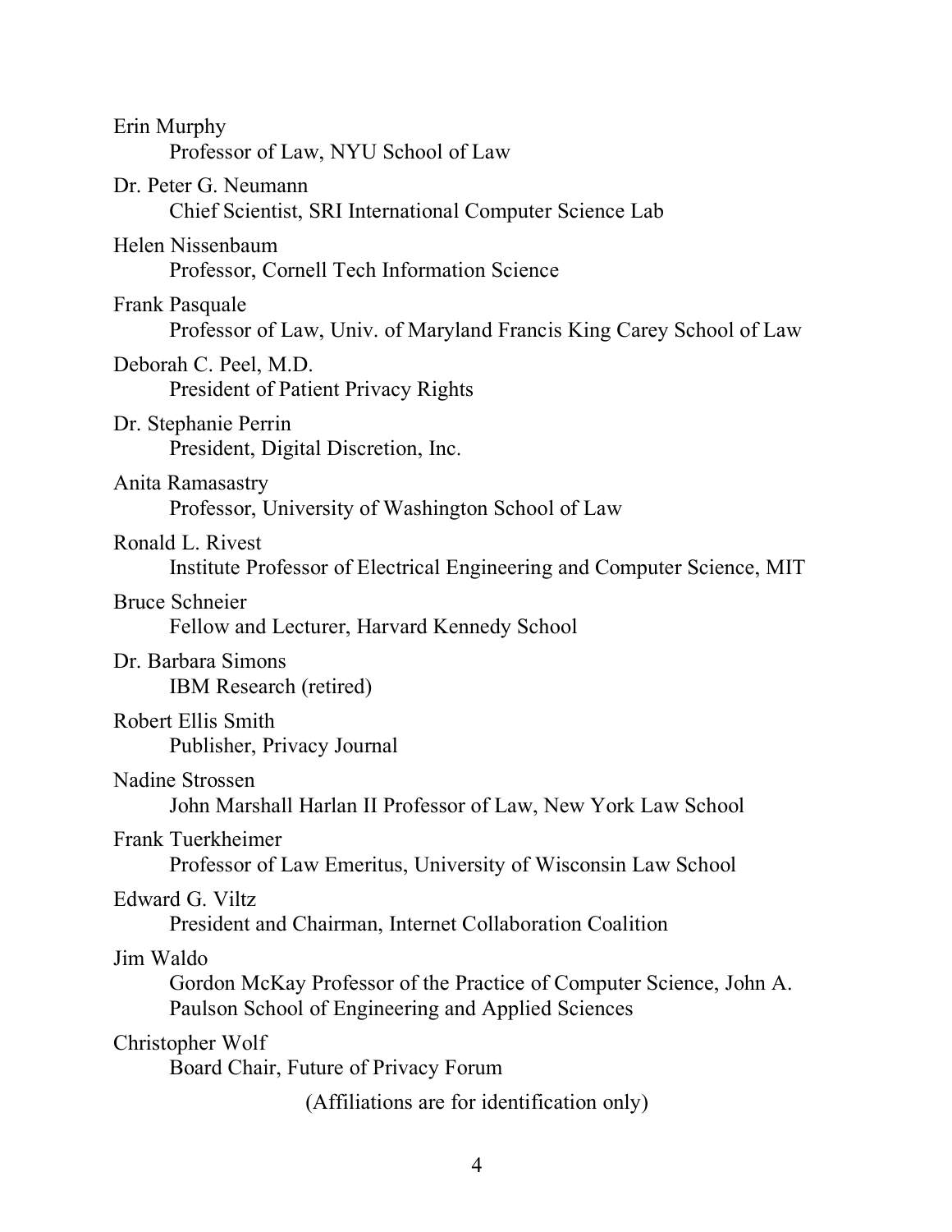Erin Murphy
    Professor of Law, NYU School of Law

Dr. Peter G. Neumann
    Chief Scientist, SRI International Computer Science Lab

Helen Nissenbaum
    Professor, Cornell Tech Information Science

Frank Pasquale
    Professor of Law, Univ. of Maryland Francis King Carey School of Law

Deborah C. Peel, M.D.
    President of Patient Privacy Rights

Dr. Stephanie Perrin
    President, Digital Discretion, Inc.

Anita Ramasastry
    Professor, University of Washington School of Law

Ronald L. Rivest
    Institute Professor of Electrical Engineering and Computer Science, MIT

Bruce Schneier
    Fellow and Lecturer, Harvard Kennedy School

Dr. Barbara Simons
    IBM Research (retired)

Robert Ellis Smith
    Publisher, Privacy Journal

Nadine Strossen
    John Marshall Harlan II Professor of Law, New York Law School

Frank Tuerkheimer
    Professor of Law Emeritus, University of Wisconsin Law School

Edward G. Viltz
    President and Chairman, Internet Collaboration Coalition

Jim Waldo
    Gordon McKay Professor of the Practice of Computer Science, John A. Paulson School of Engineering and Applied Sciences

Christopher Wolf
    Board Chair, Future of Privacy Forum

(Affiliations are for identification only)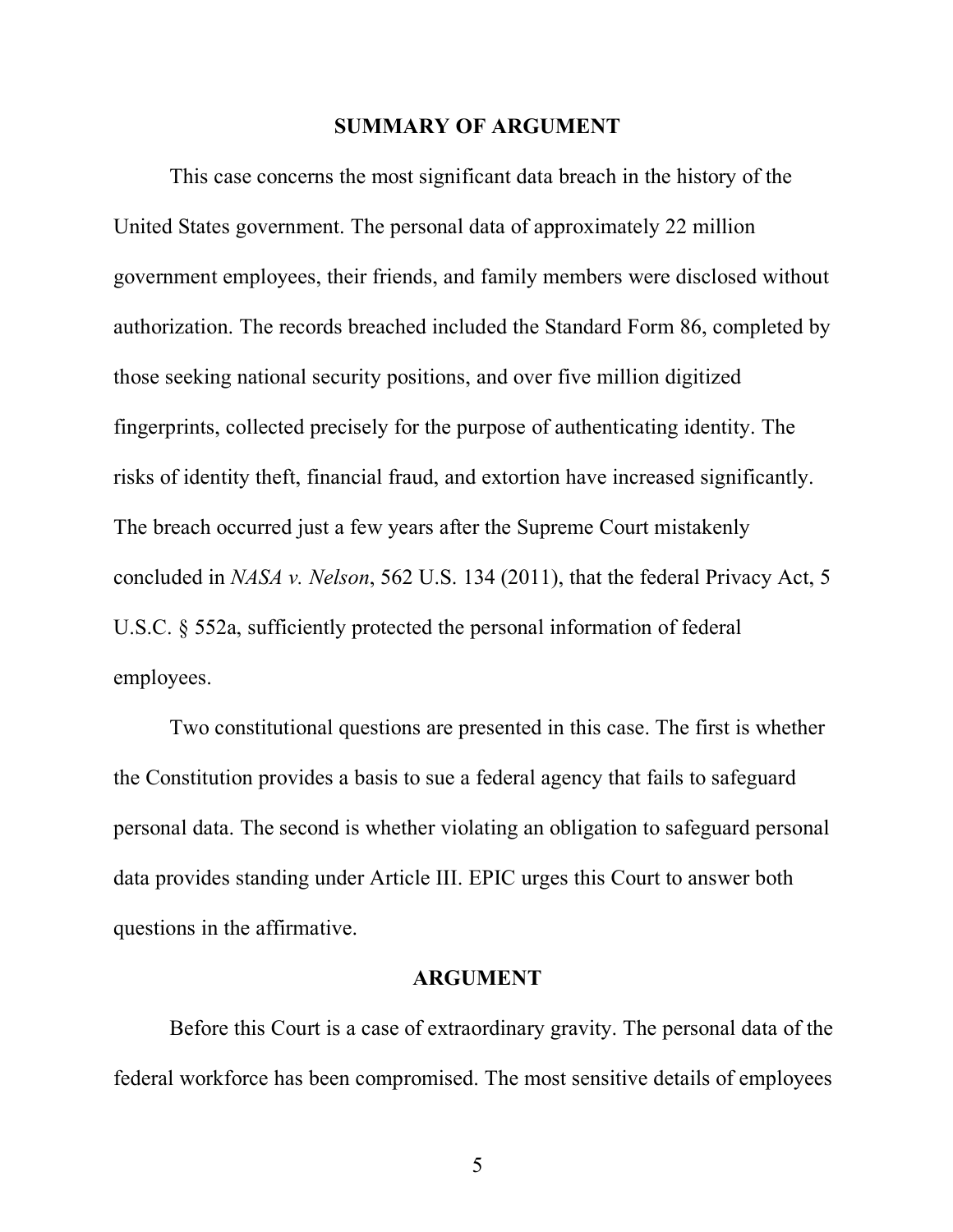## SUMMARY OF ARGUMENT

This case concerns the most significant data breach in the history of the United States government. The personal data of approximately 22 million government employees, their friends, and family members were disclosed without authorization. The records breached included the Standard Form 86, completed by those seeking national security positions, and over five million digitized fingerprints, collected precisely for the purpose of authenticating identity. The risks of identity theft, financial fraud, and extortion have increased significantly. The breach occurred just a few years after the Supreme Court mistakenly concluded in *NASA v. Nelson*, 562 U.S. 134 (2011), that the federal Privacy Act, 5 U.S.C. § 552a, sufficiently protected the personal information of federal employees.

Two constitutional questions are presented in this case. The first is whether the Constitution provides a basis to sue a federal agency that fails to safeguard personal data. The second is whether violating an obligation to safeguard personal data provides standing under Article III. EPIC urges this Court to answer both questions in the affirmative.

## ARGUMENT

Before this Court is a case of extraordinary gravity. The personal data of the federal workforce has been compromised. The most sensitive details of employees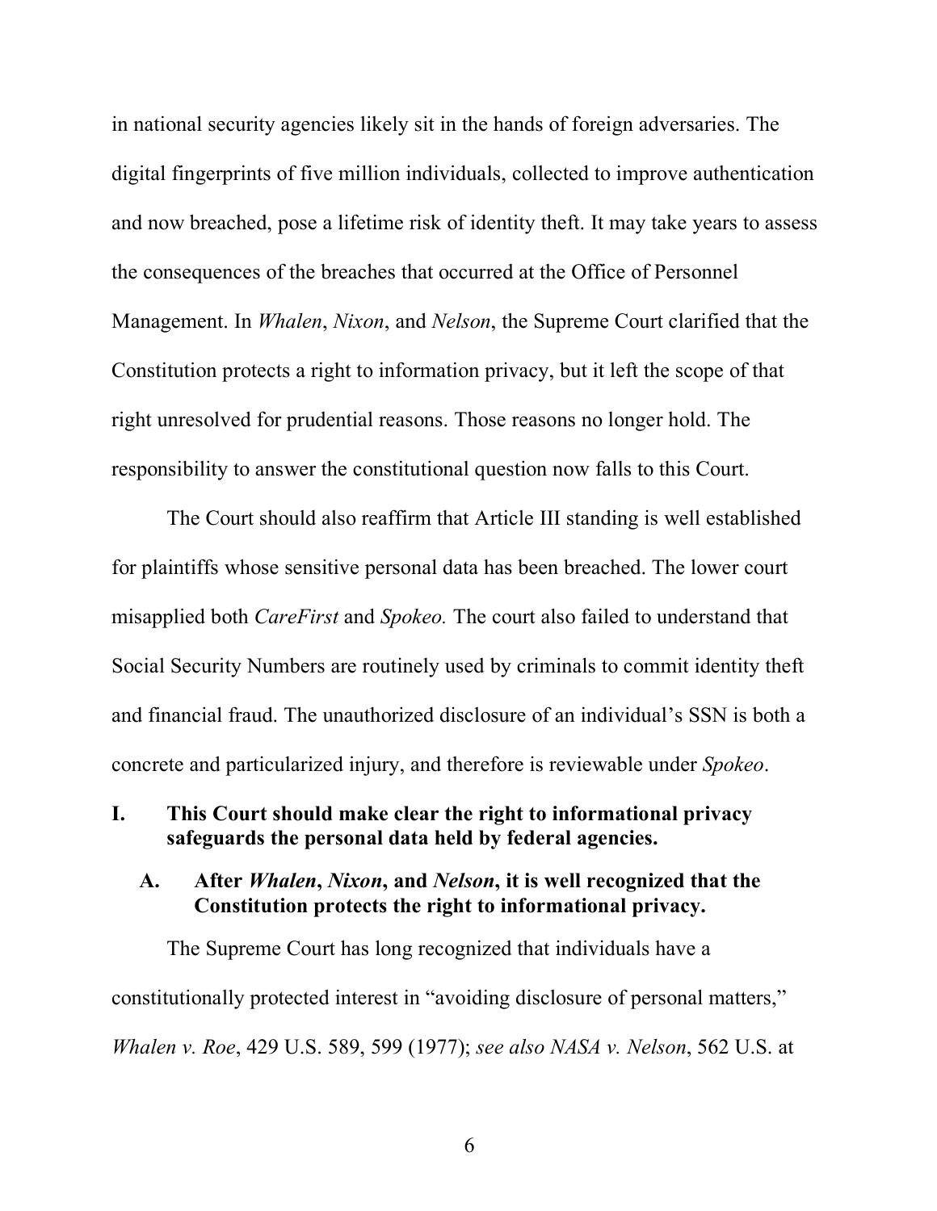in national security agencies likely sit in the hands of foreign adversaries. The digital fingerprints of five million individuals, collected to improve authentication and now breached, pose a lifetime risk of identity theft. It may take years to assess the consequences of the breaches that occurred at the Office of Personnel Management. In *Whalen*, *Nixon*, and *Nelson*, the Supreme Court clarified that the Constitution protects a right to information privacy, but it left the scope of that right unresolved for prudential reasons. Those reasons no longer hold. The responsibility to answer the constitutional question now falls to this Court.

The Court should also reaffirm that Article III standing is well established for plaintiffs whose sensitive personal data has been breached. The lower court misapplied both *CareFirst* and *Spokeo.* The court also failed to understand that Social Security Numbers are routinely used by criminals to commit identity theft and financial fraud. The unauthorized disclosure of an individual's SSN is both a concrete and particularized injury, and therefore is reviewable under *Spokeo*.

## I. This Court should make clear the right to informational privacy safeguards the personal data held by federal agencies.

### A. After *Whalen*, *Nixon*, and *Nelson*, it is well recognized that the Constitution protects the right to informational privacy.

The Supreme Court has long recognized that individuals have a constitutionally protected interest in "avoiding disclosure of personal matters," *Whalen v. Roe*, 429 U.S. 589, 599 (1977); *see also NASA v. Nelson*, 562 U.S. at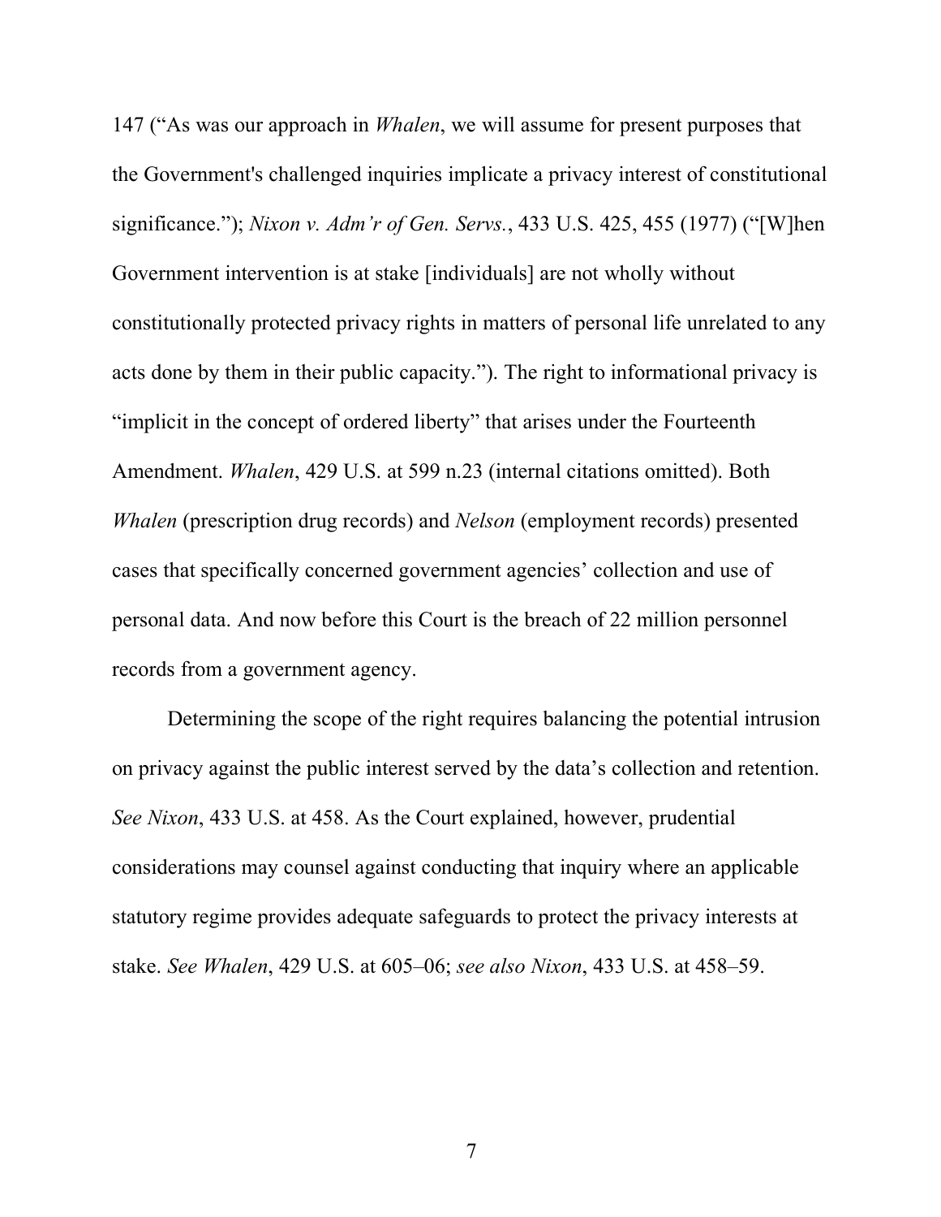147 ("As was our approach in *Whalen*, we will assume for present purposes that the Government's challenged inquiries implicate a privacy interest of constitutional significance."); *Nixon v. Adm'r of Gen. Servs.*, 433 U.S. 425, 455 (1977) ("[W]hen Government intervention is at stake [individuals] are not wholly without constitutionally protected privacy rights in matters of personal life unrelated to any acts done by them in their public capacity."). The right to informational privacy is "implicit in the concept of ordered liberty" that arises under the Fourteenth Amendment. *Whalen*, 429 U.S. at 599 n.23 (internal citations omitted). Both *Whalen* (prescription drug records) and *Nelson* (employment records) presented cases that specifically concerned government agencies' collection and use of personal data. And now before this Court is the breach of 22 million personnel records from a government agency.

Determining the scope of the right requires balancing the potential intrusion on privacy against the public interest served by the data's collection and retention. *See Nixon*, 433 U.S. at 458. As the Court explained, however, prudential considerations may counsel against conducting that inquiry where an applicable statutory regime provides adequate safeguards to protect the privacy interests at stake. *See Whalen*, 429 U.S. at 605–06; *see also Nixon*, 433 U.S. at 458–59.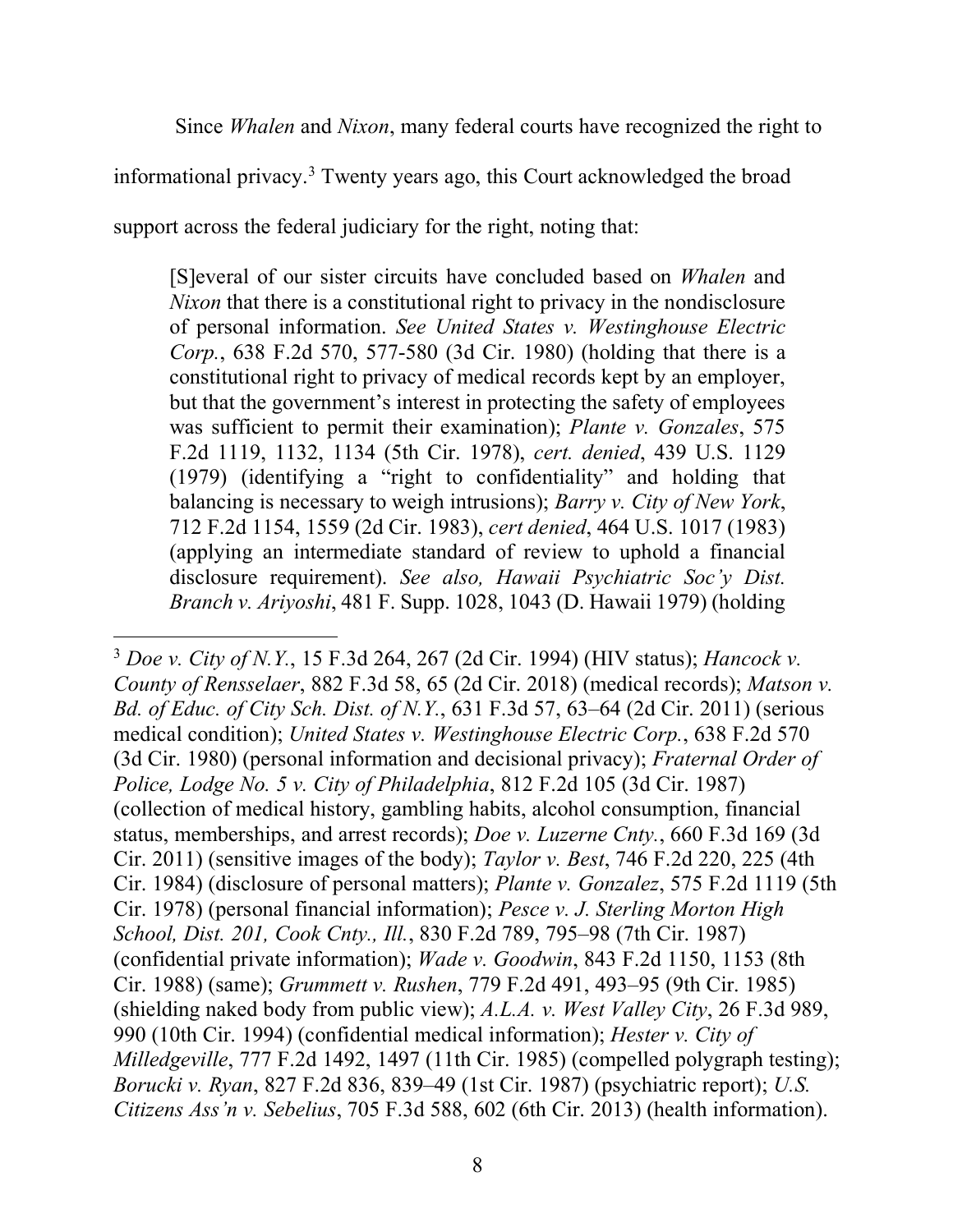Since *Whalen* and *Nixon*, many federal courts have recognized the right to informational privacy.[3] Twenty years ago, this Court acknowledged the broad support across the federal judiciary for the right, noting that:

> [S]everal of our sister circuits have concluded based on *Whalen* and *Nixon* that there is a constitutional right to privacy in the nondisclosure of personal information. *See United States v. Westinghouse Electric Corp.*, 638 F.2d 570, 577-580 (3d Cir. 1980) (holding that there is a constitutional right to privacy of medical records kept by an employer, but that the government's interest in protecting the safety of employees was sufficient to permit their examination); *Plante v. Gonzales*, 575 F.2d 1119, 1132, 1134 (5th Cir. 1978), *cert. denied*, 439 U.S. 1129 (1979) (identifying a "right to confidentiality" and holding that balancing is necessary to weigh intrusions); *Barry v. City of New York*, 712 F.2d 1154, 1559 (2d Cir. 1983), *cert denied*, 464 U.S. 1017 (1983) (applying an intermediate standard of review to uphold a financial disclosure requirement). *See also, Hawaii Psychiatric Soc'y Dist. Branch v. Ariyoshi*, 481 F. Supp. 1028, 1043 (D. Hawaii 1979) (holding

---

[3] *Doe v. City of N.Y.*, 15 F.3d 264, 267 (2d Cir. 1994) (HIV status); *Hancock v. County of Rensselaer*, 882 F.3d 58, 65 (2d Cir. 2018) (medical records); *Matson v. Bd. of Educ. of City Sch. Dist. of N.Y.*, 631 F.3d 57, 63–64 (2d Cir. 2011) (serious medical condition); *United States v. Westinghouse Electric Corp.*, 638 F.2d 570 (3d Cir. 1980) (personal information and decisional privacy); *Fraternal Order of Police, Lodge No. 5 v. City of Philadelphia*, 812 F.2d 105 (3d Cir. 1987) (collection of medical history, gambling habits, alcohol consumption, financial status, memberships, and arrest records); *Doe v. Luzerne Cnty.*, 660 F.3d 169 (3d Cir. 2011) (sensitive images of the body); *Taylor v. Best*, 746 F.2d 220, 225 (4th Cir. 1984) (disclosure of personal matters); *Plante v. Gonzalez*, 575 F.2d 1119 (5th Cir. 1978) (personal financial information); *Pesce v. J. Sterling Morton High School, Dist. 201, Cook Cnty., Ill.*, 830 F.2d 789, 795–98 (7th Cir. 1987) (confidential private information); *Wade v. Goodwin*, 843 F.2d 1150, 1153 (8th Cir. 1988) (same); *Grummett v. Rushen*, 779 F.2d 491, 493–95 (9th Cir. 1985) (shielding naked body from public view); *A.L.A. v. West Valley City*, 26 F.3d 989, 990 (10th Cir. 1994) (confidential medical information); *Hester v. City of Milledgeville*, 777 F.2d 1492, 1497 (11th Cir. 1985) (compelled polygraph testing); *Borucki v. Ryan*, 827 F.2d 836, 839–49 (1st Cir. 1987) (psychiatric report); *U.S. Citizens Ass'n v. Sebelius*, 705 F.3d 588, 602 (6th Cir. 2013) (health information).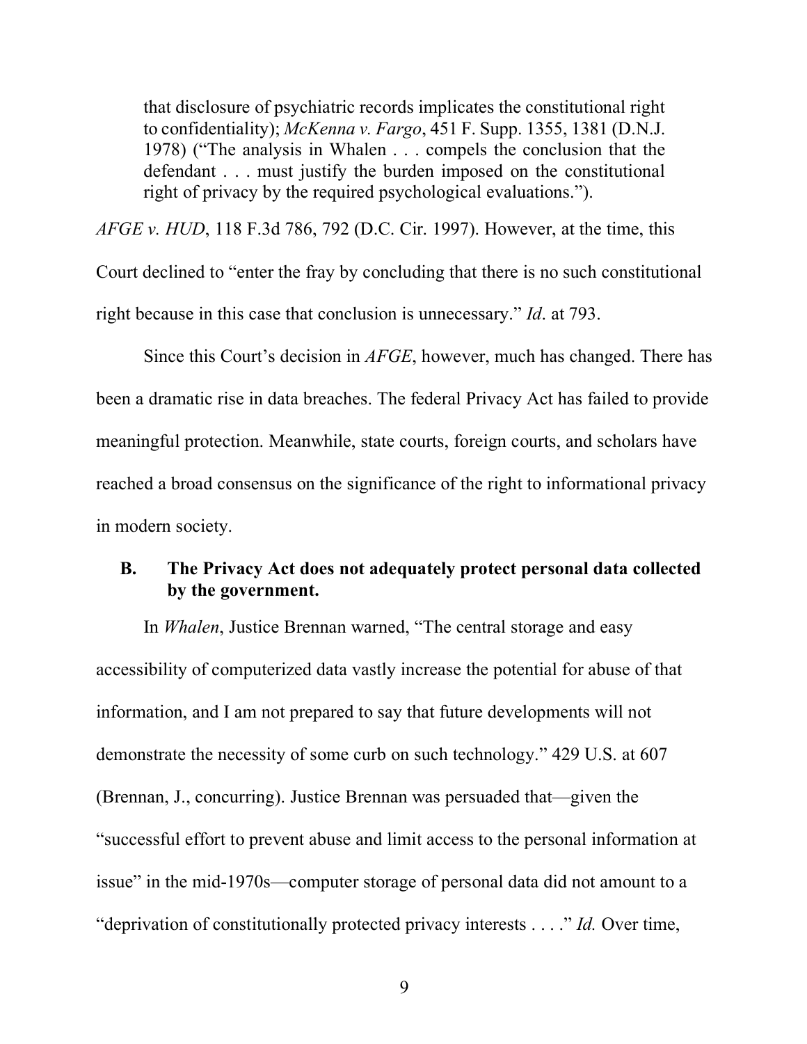> that disclosure of psychiatric records implicates the constitutional right to confidentiality); *McKenna v. Fargo*, 451 F. Supp. 1355, 1381 (D.N.J. 1978) ("The analysis in Whalen . . . compels the conclusion that the defendant . . . must justify the burden imposed on the constitutional right of privacy by the required psychological evaluations.").

*AFGE v. HUD*, 118 F.3d 786, 792 (D.C. Cir. 1997). However, at the time, this Court declined to "enter the fray by concluding that there is no such constitutional right because in this case that conclusion is unnecessary." *Id*. at 793.

Since this Court's decision in *AFGE*, however, much has changed. There has been a dramatic rise in data breaches. The federal Privacy Act has failed to provide meaningful protection. Meanwhile, state courts, foreign courts, and scholars have reached a broad consensus on the significance of the right to informational privacy in modern society.

### B. The Privacy Act does not adequately protect personal data collected by the government.

In *Whalen*, Justice Brennan warned, "The central storage and easy accessibility of computerized data vastly increase the potential for abuse of that information, and I am not prepared to say that future developments will not demonstrate the necessity of some curb on such technology." 429 U.S. at 607 (Brennan, J., concurring). Justice Brennan was persuaded that—given the "successful effort to prevent abuse and limit access to the personal information at issue" in the mid-1970s—computer storage of personal data did not amount to a "deprivation of constitutionally protected privacy interests . . . ." *Id.* Over time,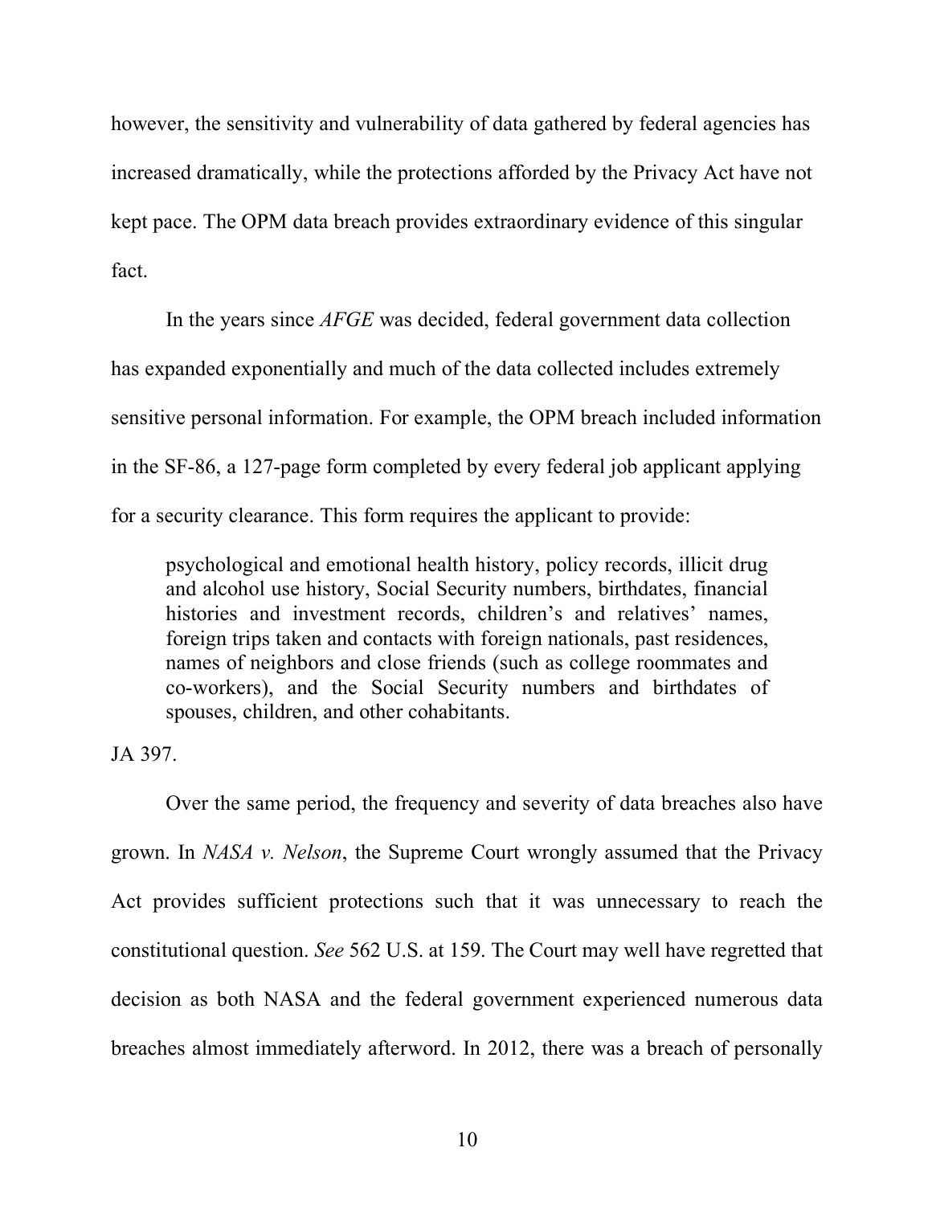however, the sensitivity and vulnerability of data gathered by federal agencies has increased dramatically, while the protections afforded by the Privacy Act have not kept pace. The OPM data breach provides extraordinary evidence of this singular fact.

In the years since *AFGE* was decided, federal government data collection has expanded exponentially and much of the data collected includes extremely sensitive personal information. For example, the OPM breach included information in the SF-86, a 127-page form completed by every federal job applicant applying for a security clearance. This form requires the applicant to provide:

> psychological and emotional health history, policy records, illicit drug and alcohol use history, Social Security numbers, birthdates, financial histories and investment records, children's and relatives' names, foreign trips taken and contacts with foreign nationals, past residences, names of neighbors and close friends (such as college roommates and co-workers), and the Social Security numbers and birthdates of spouses, children, and other cohabitants.

JA 397.

Over the same period, the frequency and severity of data breaches also have grown. In *NASA v. Nelson*, the Supreme Court wrongly assumed that the Privacy Act provides sufficient protections such that it was unnecessary to reach the constitutional question. *See* 562 U.S. at 159. The Court may well have regretted that decision as both NASA and the federal government experienced numerous data breaches almost immediately afterword. In 2012, there was a breach of personally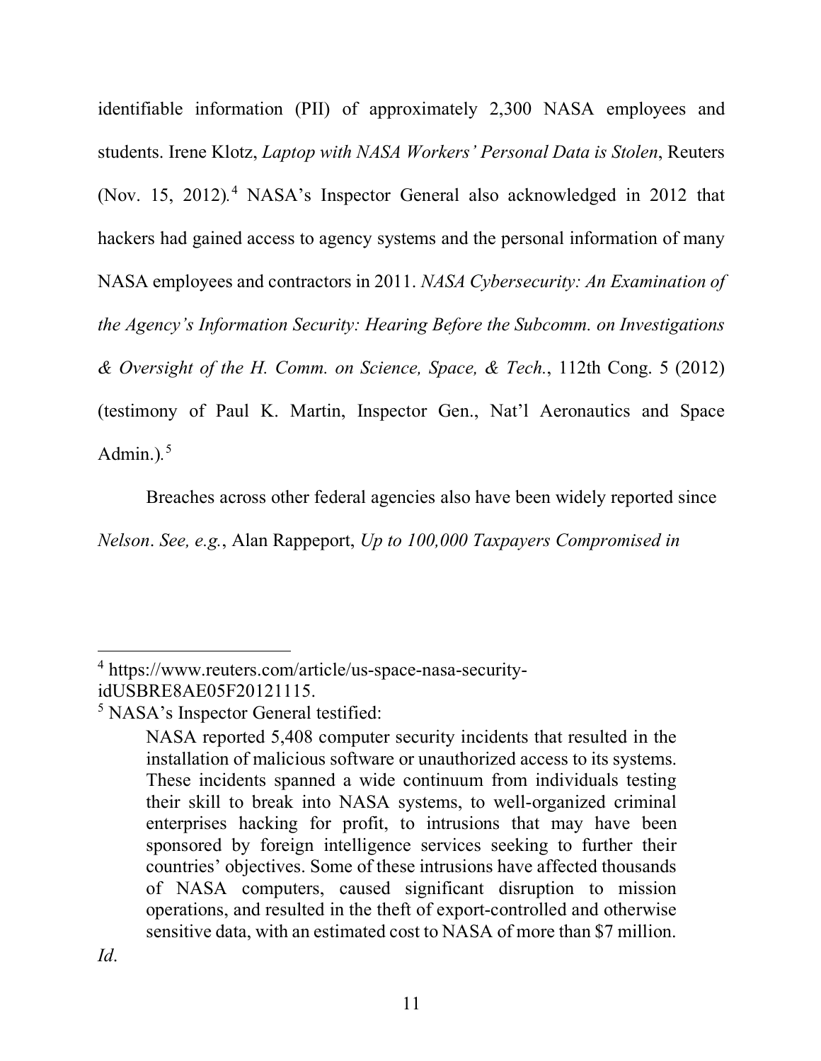identifiable information (PII) of approximately 2,300 NASA employees and students. Irene Klotz, *Laptop with NASA Workers' Personal Data is Stolen*, Reuters (Nov. 15, 2012).[4] NASA's Inspector General also acknowledged in 2012 that hackers had gained access to agency systems and the personal information of many NASA employees and contractors in 2011. *NASA Cybersecurity: An Examination of the Agency's Information Security: Hearing Before the Subcomm. on Investigations & Oversight of the H. Comm. on Science, Space, & Tech.*, 112th Cong. 5 (2012) (testimony of Paul K. Martin, Inspector Gen., Nat'l Aeronautics and Space Admin.).[5]

Breaches across other federal agencies also have been widely reported since *Nelson*. *See, e.g.*, Alan Rappeport, *Up to 100,000 Taxpayers Compromised in*

---

[4] https://www.reuters.com/article/us-space-nasa-security-idUSBRE8AE05F20121115.

[5] NASA's Inspector General testified:

> NASA reported 5,408 computer security incidents that resulted in the installation of malicious software or unauthorized access to its systems. These incidents spanned a wide continuum from individuals testing their skill to break into NASA systems, to well-organized criminal enterprises hacking for profit, to intrusions that may have been sponsored by foreign intelligence services seeking to further their countries' objectives. Some of these intrusions have affected thousands of NASA computers, caused significant disruption to mission operations, and resulted in the theft of export-controlled and otherwise sensitive data, with an estimated cost to NASA of more than $7 million.

*Id*.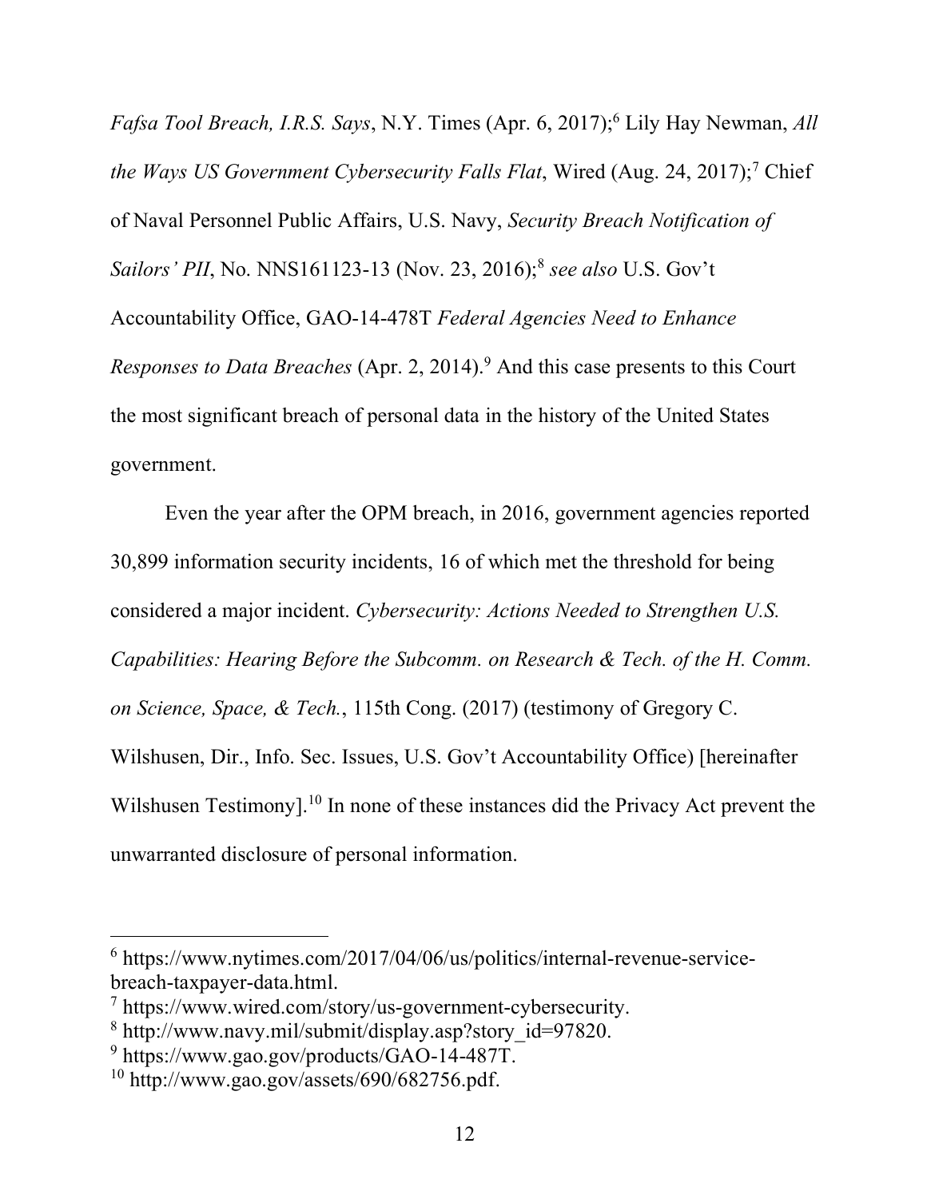*Fafsa Tool Breach, I.R.S. Says*, N.Y. Times (Apr. 6, 2017);[6] Lily Hay Newman, *All the Ways US Government Cybersecurity Falls Flat*, Wired (Aug. 24, 2017);[7] Chief of Naval Personnel Public Affairs, U.S. Navy, *Security Breach Notification of Sailors' PII*, No. NNS161123-13 (Nov. 23, 2016);[8] *see also* U.S. Gov't Accountability Office, GAO-14-478T *Federal Agencies Need to Enhance Responses to Data Breaches* (Apr. 2, 2014).[9] And this case presents to this Court the most significant breach of personal data in the history of the United States government.

Even the year after the OPM breach, in 2016, government agencies reported 30,899 information security incidents, 16 of which met the threshold for being considered a major incident. *Cybersecurity: Actions Needed to Strengthen U.S. Capabilities: Hearing Before the Subcomm. on Research & Tech. of the H. Comm. on Science, Space, & Tech.*, 115th Cong. (2017) (testimony of Gregory C. Wilshusen, Dir., Info. Sec. Issues, U.S. Gov't Accountability Office) [hereinafter Wilshusen Testimony].[10] In none of these instances did the Privacy Act prevent the unwarranted disclosure of personal information.

---

[6] https://www.nytimes.com/2017/04/06/us/politics/internal-revenue-service-breach-taxpayer-data.html.

[7] https://www.wired.com/story/us-government-cybersecurity.

[8] http://www.navy.mil/submit/display.asp?story_id=97820.

[9] https://www.gao.gov/products/GAO-14-487T.

[10] http://www.gao.gov/assets/690/682756.pdf.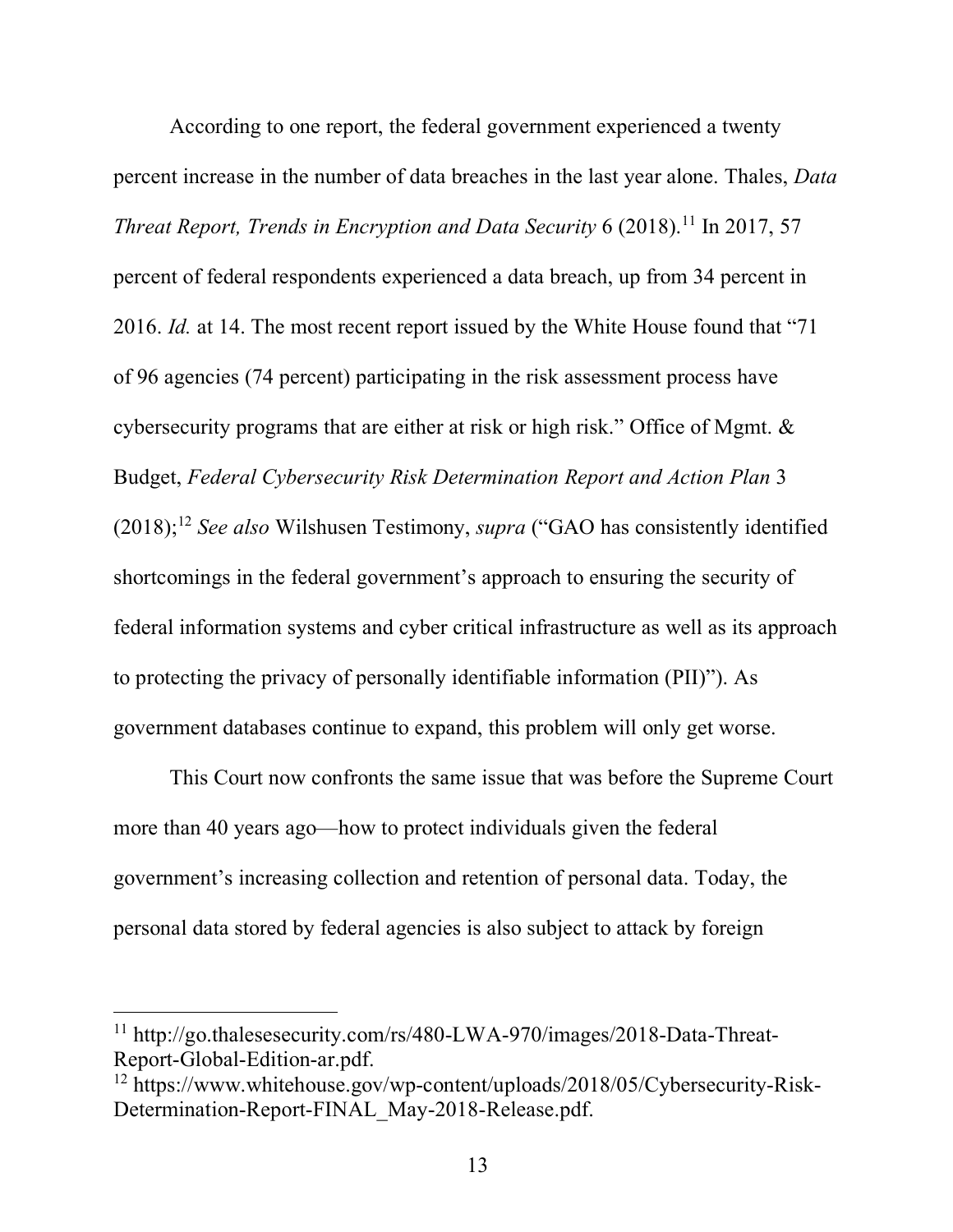According to one report, the federal government experienced a twenty percent increase in the number of data breaches in the last year alone. Thales, *Data Threat Report, Trends in Encryption and Data Security* 6 (2018).[11] In 2017, 57 percent of federal respondents experienced a data breach, up from 34 percent in 2016. *Id.* at 14. The most recent report issued by the White House found that "71 of 96 agencies (74 percent) participating in the risk assessment process have cybersecurity programs that are either at risk or high risk." Office of Mgmt. & Budget, *Federal Cybersecurity Risk Determination Report and Action Plan* 3 (2018);[12] *See also* Wilshusen Testimony, *supra* ("GAO has consistently identified shortcomings in the federal government's approach to ensuring the security of federal information systems and cyber critical infrastructure as well as its approach to protecting the privacy of personally identifiable information (PII)"). As government databases continue to expand, this problem will only get worse.

This Court now confronts the same issue that was before the Supreme Court more than 40 years ago—how to protect individuals given the federal government's increasing collection and retention of personal data. Today, the personal data stored by federal agencies is also subject to attack by foreign

---

[11] http://go.thalesesecurity.com/rs/480-LWA-970/images/2018-Data-Threat-Report-Global-Edition-ar.pdf.

[12] https://www.whitehouse.gov/wp-content/uploads/2018/05/Cybersecurity-Risk-Determination-Report-FINAL_May-2018-Release.pdf.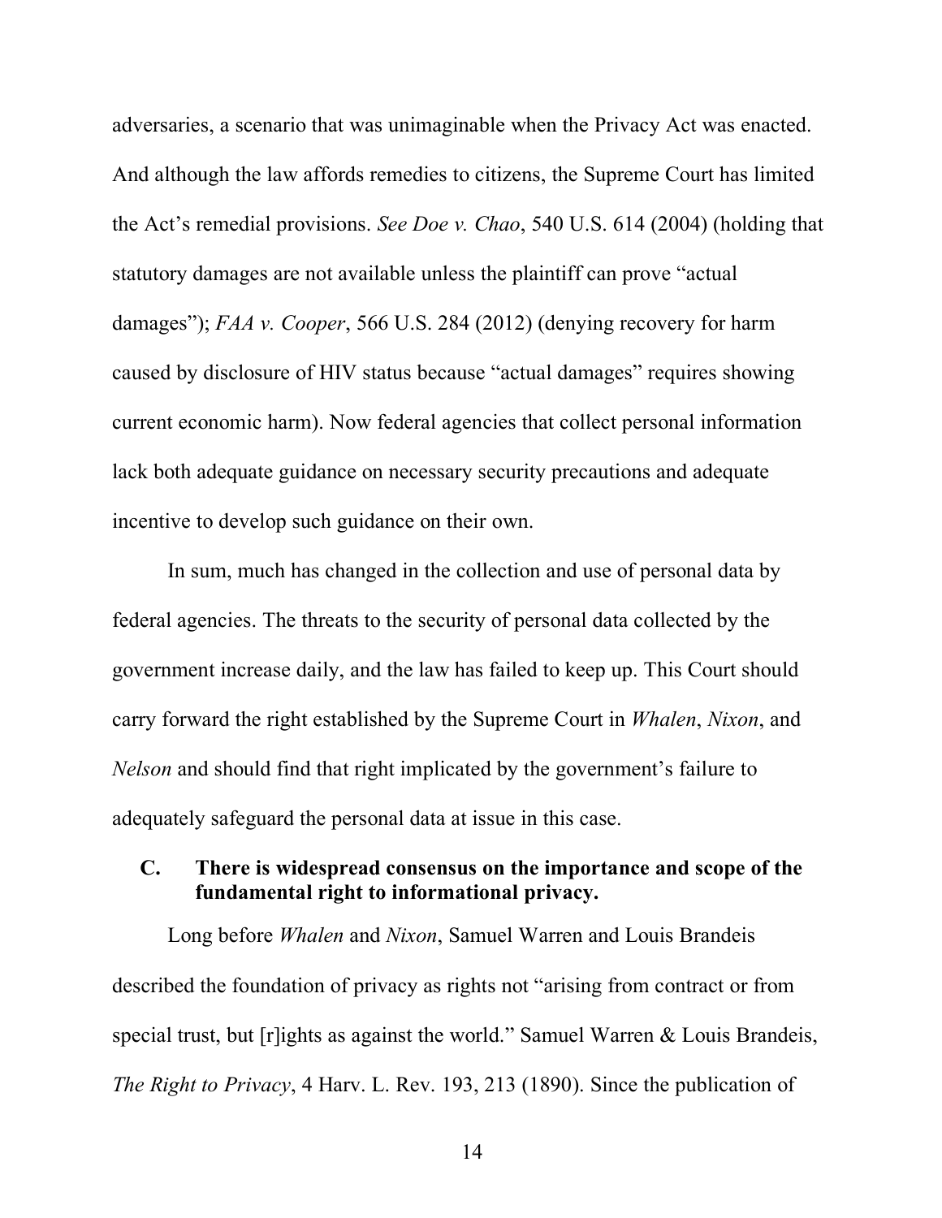adversaries, a scenario that was unimaginable when the Privacy Act was enacted. And although the law affords remedies to citizens, the Supreme Court has limited the Act's remedial provisions. *See Doe v. Chao*, 540 U.S. 614 (2004) (holding that statutory damages are not available unless the plaintiff can prove "actual damages"); *FAA v. Cooper*, 566 U.S. 284 (2012) (denying recovery for harm caused by disclosure of HIV status because "actual damages" requires showing current economic harm). Now federal agencies that collect personal information lack both adequate guidance on necessary security precautions and adequate incentive to develop such guidance on their own.

In sum, much has changed in the collection and use of personal data by federal agencies. The threats to the security of personal data collected by the government increase daily, and the law has failed to keep up. This Court should carry forward the right established by the Supreme Court in *Whalen*, *Nixon*, and *Nelson* and should find that right implicated by the government's failure to adequately safeguard the personal data at issue in this case.

### C. There is widespread consensus on the importance and scope of the fundamental right to informational privacy.

Long before *Whalen* and *Nixon*, Samuel Warren and Louis Brandeis described the foundation of privacy as rights not "arising from contract or from special trust, but [r]ights as against the world." Samuel Warren & Louis Brandeis, *The Right to Privacy*, 4 Harv. L. Rev. 193, 213 (1890). Since the publication of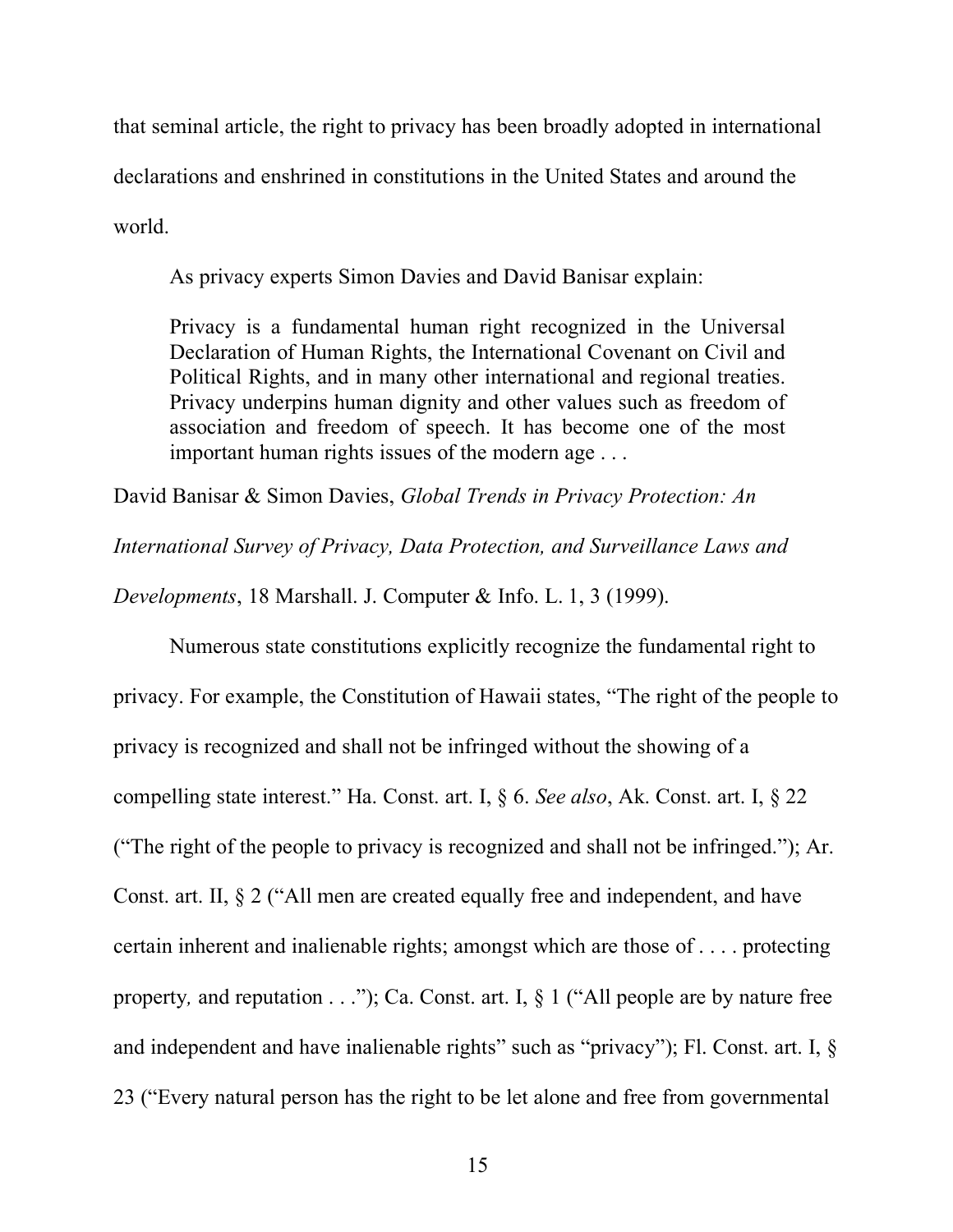that seminal article, the right to privacy has been broadly adopted in international declarations and enshrined in constitutions in the United States and around the world.

As privacy experts Simon Davies and David Banisar explain:

> Privacy is a fundamental human right recognized in the Universal Declaration of Human Rights, the International Covenant on Civil and Political Rights, and in many other international and regional treaties. Privacy underpins human dignity and other values such as freedom of association and freedom of speech. It has become one of the most important human rights issues of the modern age . . .

David Banisar & Simon Davies, *Global Trends in Privacy Protection: An International Survey of Privacy, Data Protection, and Surveillance Laws and Developments*, 18 Marshall. J. Computer & Info. L. 1, 3 (1999).

Numerous state constitutions explicitly recognize the fundamental right to privacy. For example, the Constitution of Hawaii states, "The right of the people to privacy is recognized and shall not be infringed without the showing of a compelling state interest." Ha. Const. art. I, § 6. *See also*, Ak. Const. art. I, § 22 ("The right of the people to privacy is recognized and shall not be infringed."); Ar. Const. art. II, § 2 ("All men are created equally free and independent, and have certain inherent and inalienable rights; amongst which are those of . . . . protecting property*,* and reputation . . ."); Ca. Const. art. I, § 1 ("All people are by nature free and independent and have inalienable rights" such as "privacy"); Fl. Const. art. I, § 23 ("Every natural person has the right to be let alone and free from governmental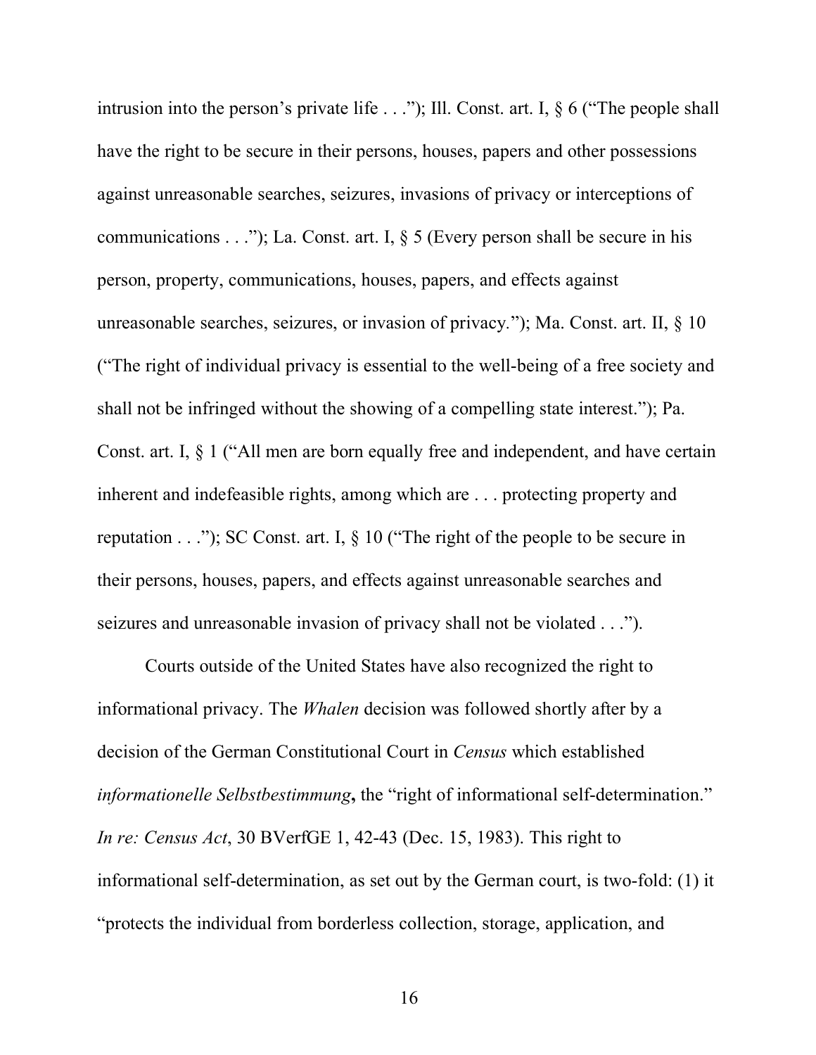intrusion into the person's private life . . ."); Ill. Const. art. I, § 6 ("The people shall have the right to be secure in their persons, houses, papers and other possessions against unreasonable searches, seizures, invasions of privacy or interceptions of communications . . ."); La. Const. art. I, § 5 (Every person shall be secure in his person, property, communications, houses, papers, and effects against unreasonable searches, seizures, or invasion of privacy."); Ma. Const. art. II, § 10 ("The right of individual privacy is essential to the well-being of a free society and shall not be infringed without the showing of a compelling state interest."); Pa. Const. art. I, § 1 ("All men are born equally free and independent, and have certain inherent and indefeasible rights, among which are . . . protecting property and reputation . . ."); SC Const. art. I, § 10 ("The right of the people to be secure in their persons, houses, papers, and effects against unreasonable searches and seizures and unreasonable invasion of privacy shall not be violated . . .").

Courts outside of the United States have also recognized the right to informational privacy. The *Whalen* decision was followed shortly after by a decision of the German Constitutional Court in *Census* which established *informationelle Selbstbestimmung*, the "right of informational self-determination." *In re: Census Act*, 30 BVerfGE 1, 42-43 (Dec. 15, 1983). This right to informational self-determination, as set out by the German court, is two-fold: (1) it "protects the individual from borderless collection, storage, application, and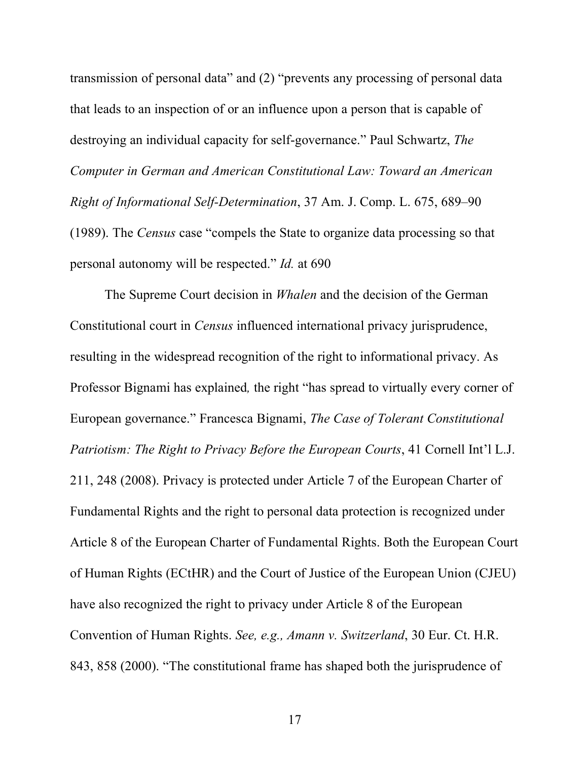transmission of personal data" and (2) "prevents any processing of personal data that leads to an inspection of or an influence upon a person that is capable of destroying an individual capacity for self-governance." Paul Schwartz, *The Computer in German and American Constitutional Law: Toward an American Right of Informational Self-Determination*, 37 Am. J. Comp. L. 675, 689–90 (1989). The *Census* case "compels the State to organize data processing so that personal autonomy will be respected." *Id.* at 690

The Supreme Court decision in *Whalen* and the decision of the German Constitutional court in *Census* influenced international privacy jurisprudence, resulting in the widespread recognition of the right to informational privacy. As Professor Bignami has explained*,* the right "has spread to virtually every corner of European governance." Francesca Bignami, *The Case of Tolerant Constitutional Patriotism: The Right to Privacy Before the European Courts*, 41 Cornell Int'l L.J. 211, 248 (2008). Privacy is protected under Article 7 of the European Charter of Fundamental Rights and the right to personal data protection is recognized under Article 8 of the European Charter of Fundamental Rights. Both the European Court of Human Rights (ECtHR) and the Court of Justice of the European Union (CJEU) have also recognized the right to privacy under Article 8 of the European Convention of Human Rights. *See, e.g., Amann v. Switzerland*, 30 Eur. Ct. H.R. 843, 858 (2000). "The constitutional frame has shaped both the jurisprudence of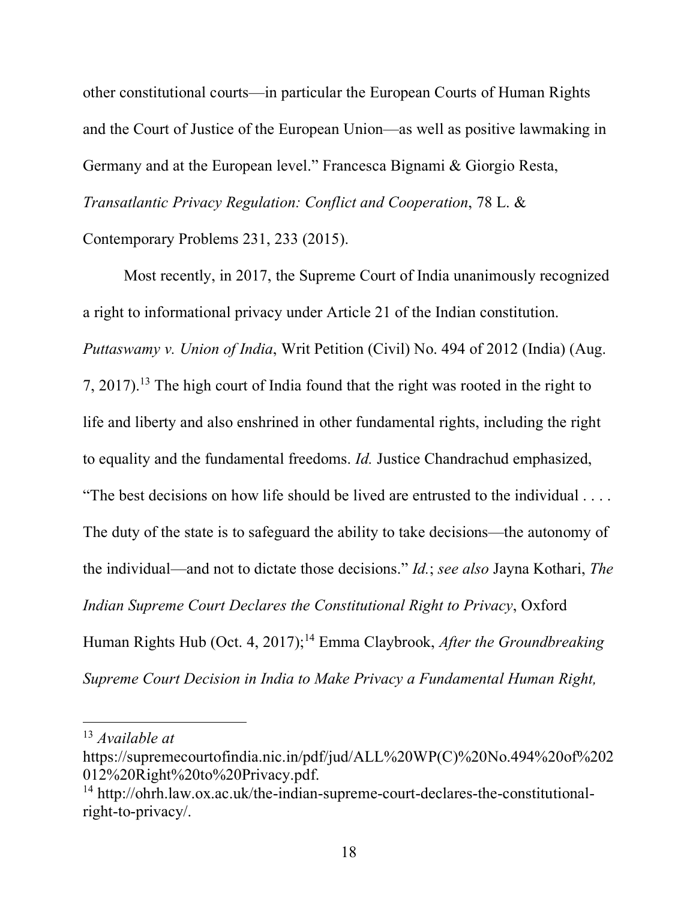other constitutional courts—in particular the European Courts of Human Rights and the Court of Justice of the European Union—as well as positive lawmaking in Germany and at the European level." Francesca Bignami & Giorgio Resta, *Transatlantic Privacy Regulation: Conflict and Cooperation*, 78 L. & Contemporary Problems 231, 233 (2015).

Most recently, in 2017, the Supreme Court of India unanimously recognized a right to informational privacy under Article 21 of the Indian constitution. *Puttaswamy v. Union of India*, Writ Petition (Civil) No. 494 of 2012 (India) (Aug. 7, 2017).[13] The high court of India found that the right was rooted in the right to life and liberty and also enshrined in other fundamental rights, including the right to equality and the fundamental freedoms. *Id.* Justice Chandrachud emphasized, "The best decisions on how life should be lived are entrusted to the individual . . . . The duty of the state is to safeguard the ability to take decisions—the autonomy of the individual—and not to dictate those decisions." *Id.*; *see also* Jayna Kothari, *The Indian Supreme Court Declares the Constitutional Right to Privacy*, Oxford Human Rights Hub (Oct. 4, 2017);[14] Emma Claybrook, *After the Groundbreaking Supreme Court Decision in India to Make Privacy a Fundamental Human Right,*

---

[13] *Available at* https://supremecourtofindia.nic.in/pdf/jud/ALL%20WP(C)%20No.494%20of%202012%20Right%20to%20Privacy.pdf.

[14] http://ohrh.law.ox.ac.uk/the-indian-supreme-court-declares-the-constitutional-right-to-privacy/.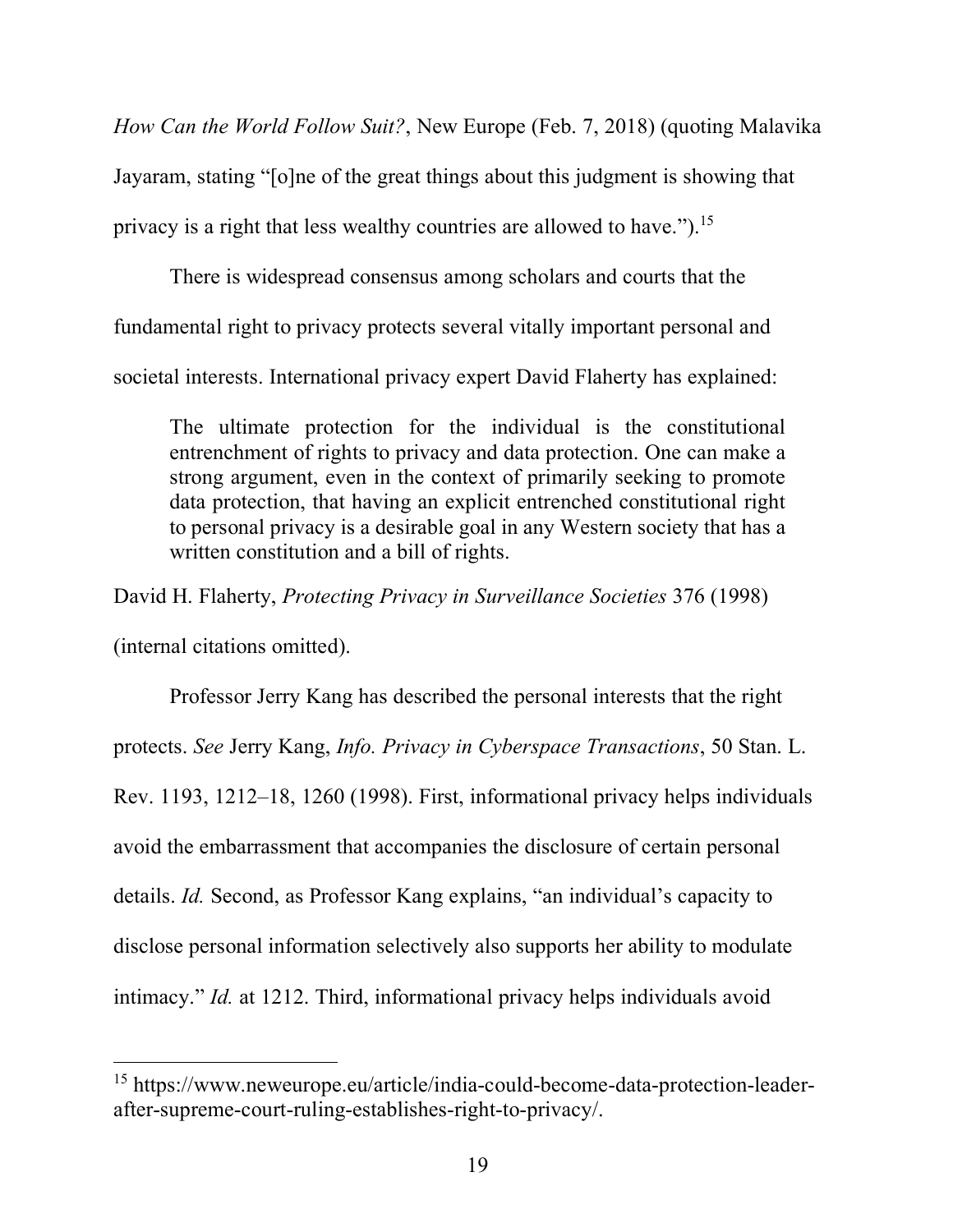*How Can the World Follow Suit?*, New Europe (Feb. 7, 2018) (quoting Malavika Jayaram, stating "[o]ne of the great things about this judgment is showing that privacy is a right that less wealthy countries are allowed to have.").[15]

There is widespread consensus among scholars and courts that the fundamental right to privacy protects several vitally important personal and societal interests. International privacy expert David Flaherty has explained:

> The ultimate protection for the individual is the constitutional entrenchment of rights to privacy and data protection. One can make a strong argument, even in the context of primarily seeking to promote data protection, that having an explicit entrenched constitutional right to personal privacy is a desirable goal in any Western society that has a written constitution and a bill of rights.

David H. Flaherty, *Protecting Privacy in Surveillance Societies* 376 (1998) (internal citations omitted).

Professor Jerry Kang has described the personal interests that the right protects. *See* Jerry Kang, *Info. Privacy in Cyberspace Transactions*, 50 Stan. L. Rev. 1193, 1212–18, 1260 (1998). First, informational privacy helps individuals avoid the embarrassment that accompanies the disclosure of certain personal details. *Id.* Second, as Professor Kang explains, "an individual's capacity to disclose personal information selectively also supports her ability to modulate intimacy." *Id.* at 1212. Third, informational privacy helps individuals avoid

---

[15] https://www.neweurope.eu/article/india-could-become-data-protection-leader-after-supreme-court-ruling-establishes-right-to-privacy/.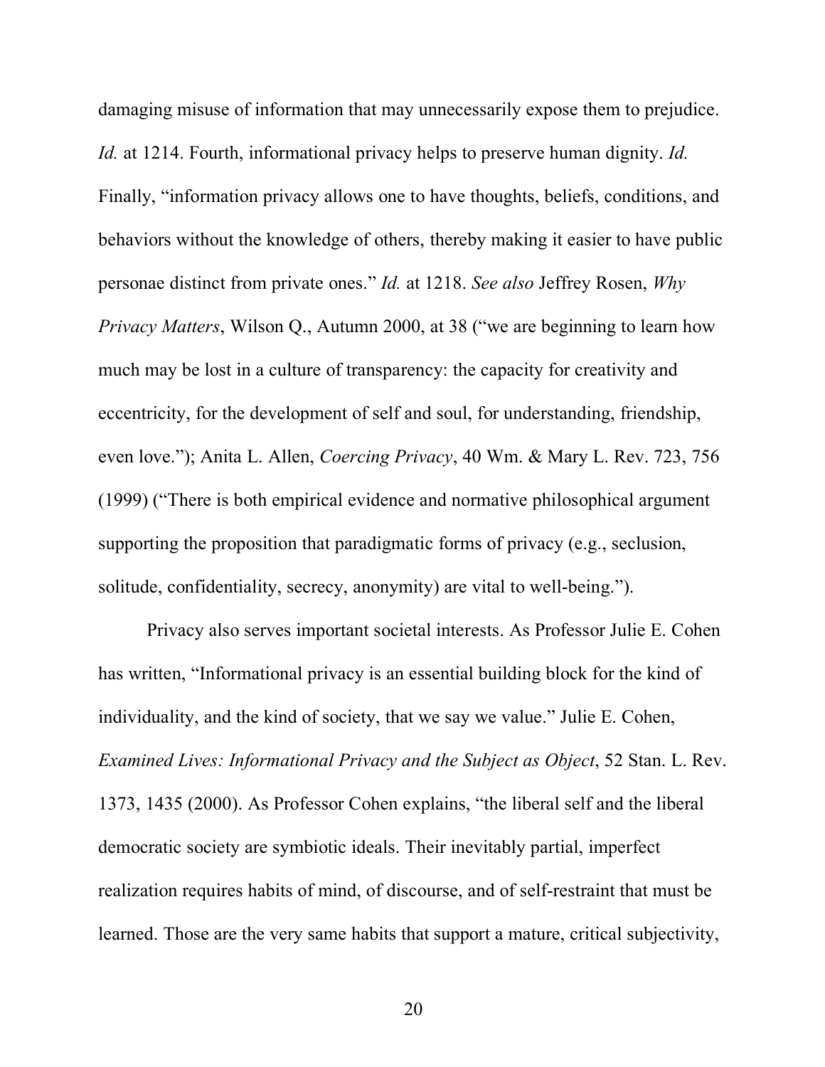damaging misuse of information that may unnecessarily expose them to prejudice. *Id.* at 1214. Fourth, informational privacy helps to preserve human dignity. *Id.* Finally, "information privacy allows one to have thoughts, beliefs, conditions, and behaviors without the knowledge of others, thereby making it easier to have public personae distinct from private ones." *Id.* at 1218. *See also* Jeffrey Rosen, *Why Privacy Matters*, Wilson Q., Autumn 2000, at 38 ("we are beginning to learn how much may be lost in a culture of transparency: the capacity for creativity and eccentricity, for the development of self and soul, for understanding, friendship, even love."); Anita L. Allen, *Coercing Privacy*, 40 Wm. & Mary L. Rev. 723, 756 (1999) ("There is both empirical evidence and normative philosophical argument supporting the proposition that paradigmatic forms of privacy (e.g., seclusion, solitude, confidentiality, secrecy, anonymity) are vital to well-being.").

Privacy also serves important societal interests. As Professor Julie E. Cohen has written, "Informational privacy is an essential building block for the kind of individuality, and the kind of society, that we say we value." Julie E. Cohen, *Examined Lives: Informational Privacy and the Subject as Object*, 52 Stan. L. Rev. 1373, 1435 (2000). As Professor Cohen explains, "the liberal self and the liberal democratic society are symbiotic ideals. Their inevitably partial, imperfect realization requires habits of mind, of discourse, and of self-restraint that must be learned. Those are the very same habits that support a mature, critical subjectivity,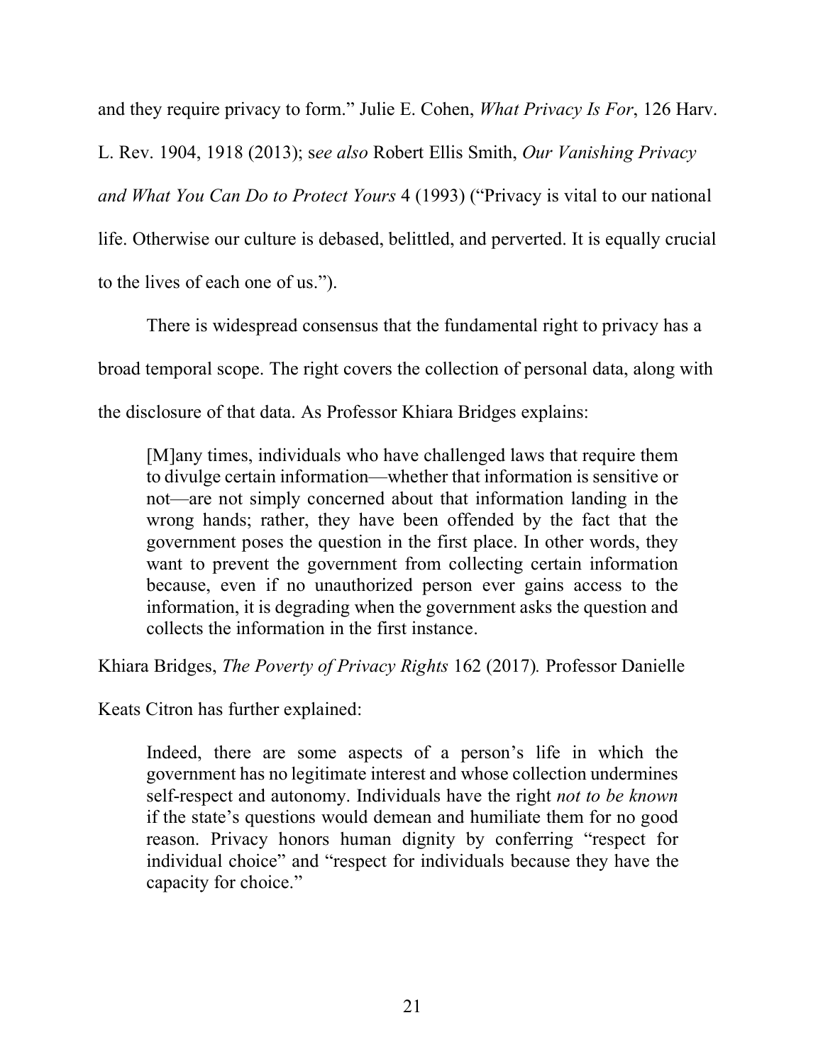and they require privacy to form." Julie E. Cohen, *What Privacy Is For*, 126 Harv. L. Rev. 1904, 1918 (2013); s*ee also* Robert Ellis Smith, *Our Vanishing Privacy and What You Can Do to Protect Yours* 4 (1993) ("Privacy is vital to our national life. Otherwise our culture is debased, belittled, and perverted. It is equally crucial to the lives of each one of us.").

There is widespread consensus that the fundamental right to privacy has a broad temporal scope. The right covers the collection of personal data, along with the disclosure of that data. As Professor Khiara Bridges explains:

> [M]any times, individuals who have challenged laws that require them to divulge certain information—whether that information is sensitive or not—are not simply concerned about that information landing in the wrong hands; rather, they have been offended by the fact that the government poses the question in the first place. In other words, they want to prevent the government from collecting certain information because, even if no unauthorized person ever gains access to the information, it is degrading when the government asks the question and collects the information in the first instance.

Khiara Bridges, *The Poverty of Privacy Rights* 162 (2017)*.* Professor Danielle Keats Citron has further explained:

> Indeed, there are some aspects of a person's life in which the government has no legitimate interest and whose collection undermines self-respect and autonomy. Individuals have the right *not to be known* if the state's questions would demean and humiliate them for no good reason. Privacy honors human dignity by conferring "respect for individual choice" and "respect for individuals because they have the capacity for choice."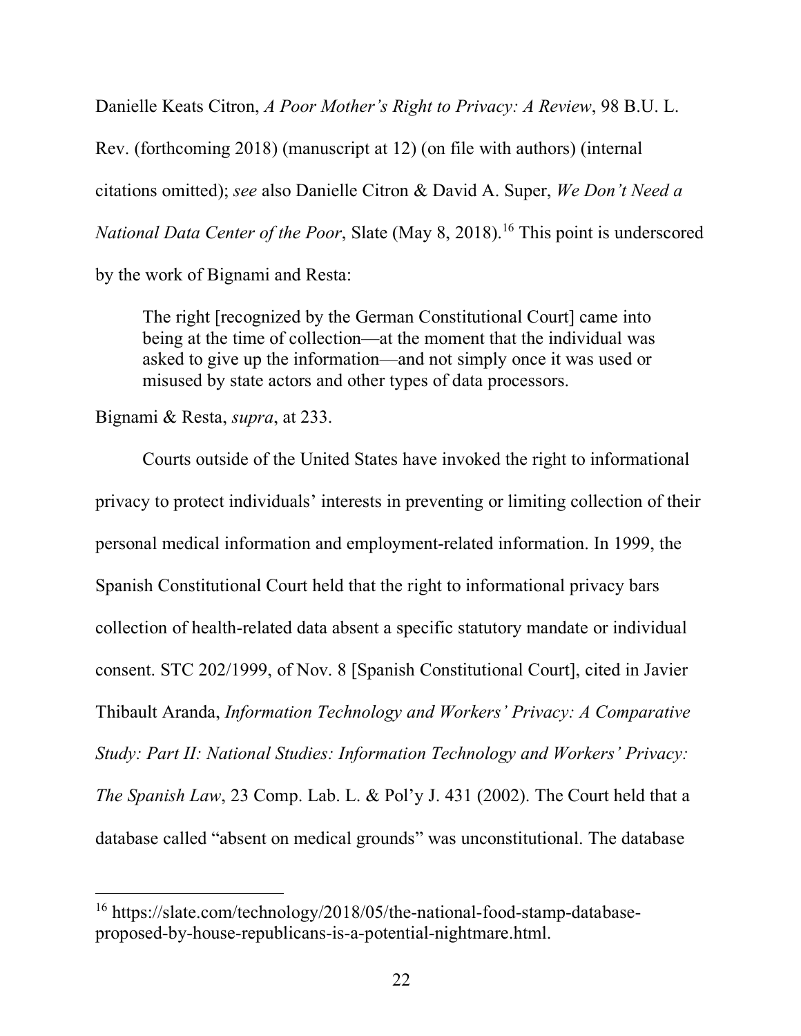Danielle Keats Citron, *A Poor Mother's Right to Privacy: A Review*, 98 B.U. L. Rev. (forthcoming 2018) (manuscript at 12) (on file with authors) (internal citations omitted); *see* also Danielle Citron & David A. Super, *We Don't Need a National Data Center of the Poor*, Slate (May 8, 2018).[16] This point is underscored by the work of Bignami and Resta:

> The right [recognized by the German Constitutional Court] came into being at the time of collection—at the moment that the individual was asked to give up the information—and not simply once it was used or misused by state actors and other types of data processors.

Bignami & Resta, *supra*, at 233.

Courts outside of the United States have invoked the right to informational privacy to protect individuals' interests in preventing or limiting collection of their personal medical information and employment-related information. In 1999, the Spanish Constitutional Court held that the right to informational privacy bars collection of health-related data absent a specific statutory mandate or individual consent. STC 202/1999, of Nov. 8 [Spanish Constitutional Court], cited in Javier Thibault Aranda, *Information Technology and Workers' Privacy: A Comparative Study: Part II: National Studies: Information Technology and Workers' Privacy: The Spanish Law*, 23 Comp. Lab. L. & Pol'y J. 431 (2002). The Court held that a database called "absent on medical grounds" was unconstitutional. The database

---

[16] https://slate.com/technology/2018/05/the-national-food-stamp-database-proposed-by-house-republicans-is-a-potential-nightmare.html.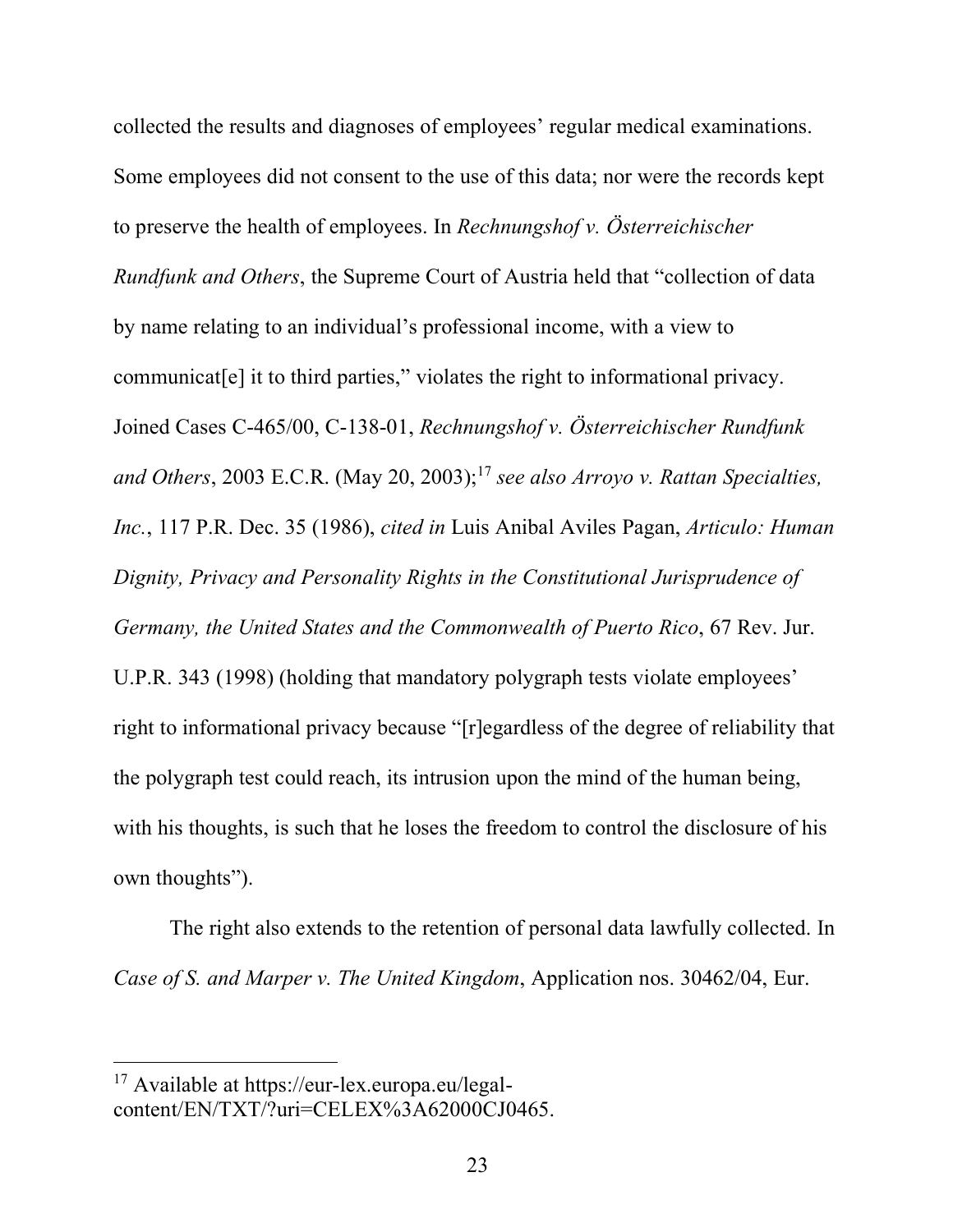collected the results and diagnoses of employees' regular medical examinations. Some employees did not consent to the use of this data; nor were the records kept to preserve the health of employees. In *Rechnungshof v. Österreichischer Rundfunk and Others*, the Supreme Court of Austria held that "collection of data by name relating to an individual's professional income, with a view to communicat[e] it to third parties," violates the right to informational privacy. Joined Cases C-465/00, C-138-01, *Rechnungshof v. Österreichischer Rundfunk and Others*, 2003 E.C.R. (May 20, 2003);[17] *see also Arroyo v. Rattan Specialties, Inc.*, 117 P.R. Dec. 35 (1986), *cited in* Luis Anibal Aviles Pagan, *Articulo: Human Dignity, Privacy and Personality Rights in the Constitutional Jurisprudence of Germany, the United States and the Commonwealth of Puerto Rico*, 67 Rev. Jur. U.P.R. 343 (1998) (holding that mandatory polygraph tests violate employees' right to informational privacy because "[r]egardless of the degree of reliability that the polygraph test could reach, its intrusion upon the mind of the human being, with his thoughts, is such that he loses the freedom to control the disclosure of his own thoughts").

The right also extends to the retention of personal data lawfully collected. In *Case of S. and Marper v. The United Kingdom*, Application nos. 30462/04, Eur.

---

[17] Available at https://eur-lex.europa.eu/legal-content/EN/TXT/?uri=CELEX%3A62000CJ0465.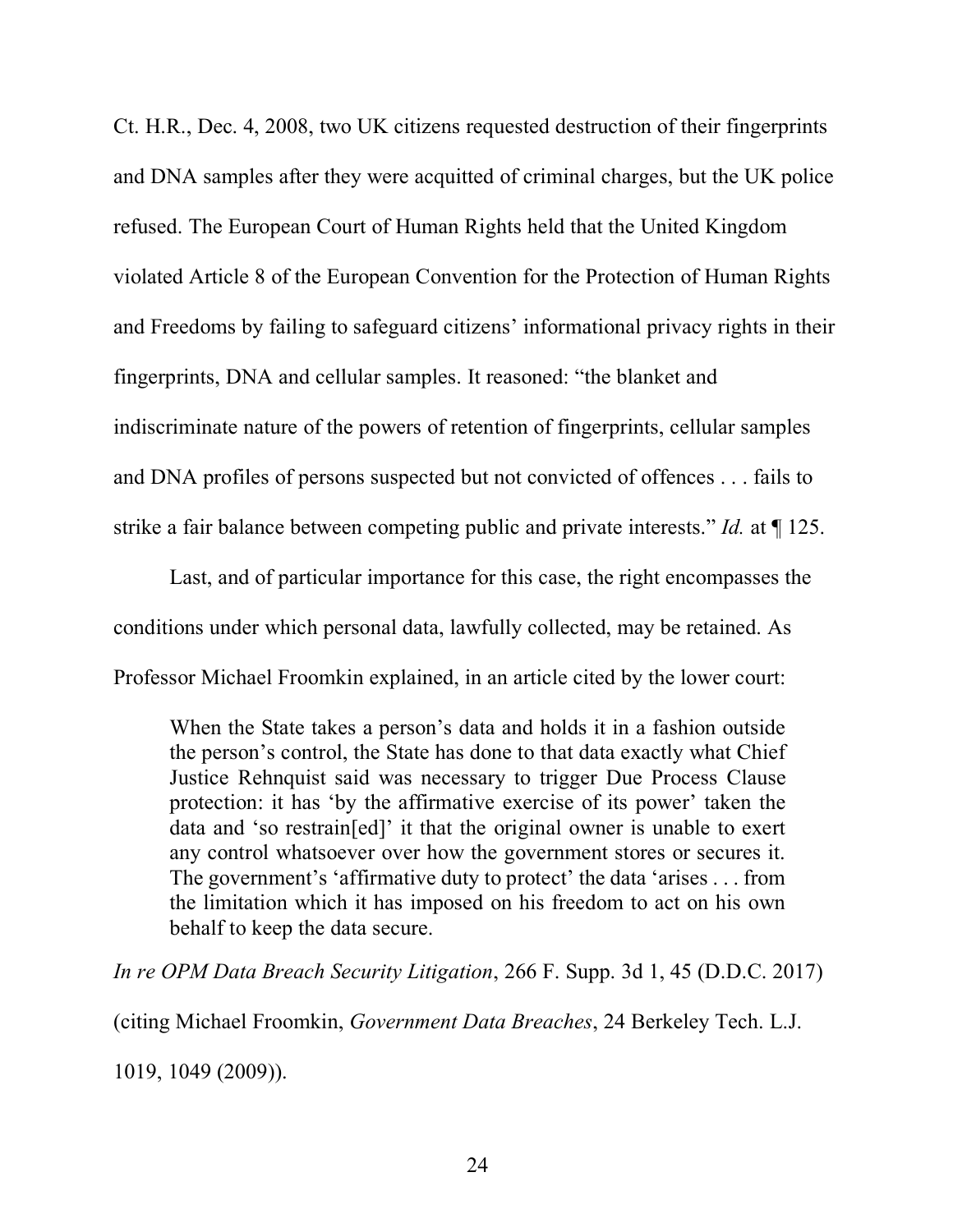Ct. H.R., Dec. 4, 2008, two UK citizens requested destruction of their fingerprints and DNA samples after they were acquitted of criminal charges, but the UK police refused. The European Court of Human Rights held that the United Kingdom violated Article 8 of the European Convention for the Protection of Human Rights and Freedoms by failing to safeguard citizens' informational privacy rights in their fingerprints, DNA and cellular samples. It reasoned: "the blanket and indiscriminate nature of the powers of retention of fingerprints, cellular samples and DNA profiles of persons suspected but not convicted of offences . . . fails to strike a fair balance between competing public and private interests." *Id.* at ¶ 125.

Last, and of particular importance for this case, the right encompasses the conditions under which personal data, lawfully collected, may be retained. As Professor Michael Froomkin explained, in an article cited by the lower court:

> When the State takes a person's data and holds it in a fashion outside the person's control, the State has done to that data exactly what Chief Justice Rehnquist said was necessary to trigger Due Process Clause protection: it has 'by the affirmative exercise of its power' taken the data and 'so restrain[ed]' it that the original owner is unable to exert any control whatsoever over how the government stores or secures it. The government's 'affirmative duty to protect' the data 'arises . . . from the limitation which it has imposed on his freedom to act on his own behalf to keep the data secure.

*In re OPM Data Breach Security Litigation*, 266 F. Supp. 3d 1, 45 (D.D.C. 2017) (citing Michael Froomkin, *Government Data Breaches*, 24 Berkeley Tech. L.J. 1019, 1049 (2009)).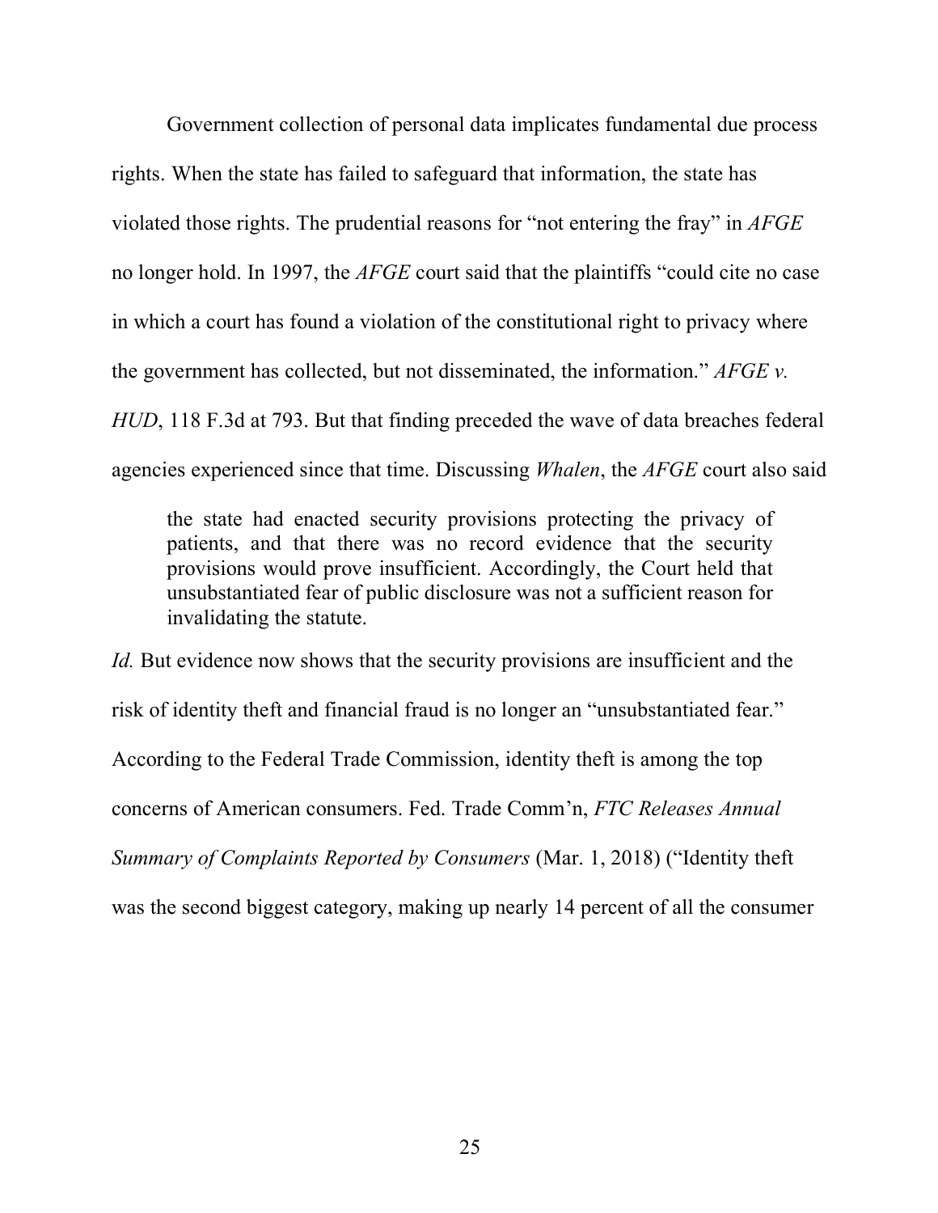Government collection of personal data implicates fundamental due process rights. When the state has failed to safeguard that information, the state has violated those rights. The prudential reasons for "not entering the fray" in *AFGE* no longer hold. In 1997, the *AFGE* court said that the plaintiffs "could cite no case in which a court has found a violation of the constitutional right to privacy where the government has collected, but not disseminated, the information." *AFGE v. HUD*, 118 F.3d at 793. But that finding preceded the wave of data breaches federal agencies experienced since that time. Discussing *Whalen*, the *AFGE* court also said

> the state had enacted security provisions protecting the privacy of patients, and that there was no record evidence that the security provisions would prove insufficient. Accordingly, the Court held that unsubstantiated fear of public disclosure was not a sufficient reason for invalidating the statute.

*Id.* But evidence now shows that the security provisions are insufficient and the risk of identity theft and financial fraud is no longer an "unsubstantiated fear." According to the Federal Trade Commission, identity theft is among the top concerns of American consumers. Fed. Trade Comm'n, *FTC Releases Annual Summary of Complaints Reported by Consumers* (Mar. 1, 2018) ("Identity theft was the second biggest category, making up nearly 14 percent of all the consumer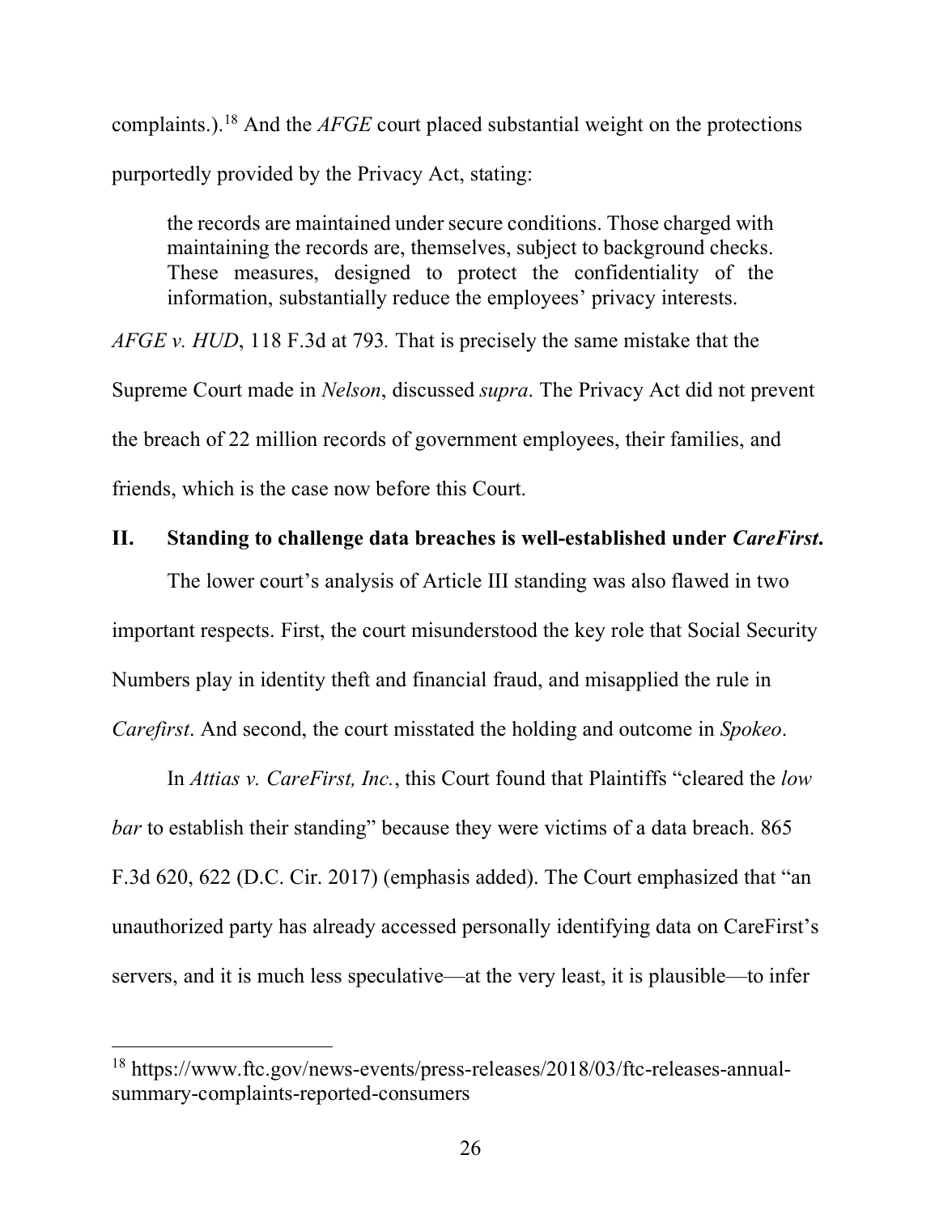complaints.).[18] And the *AFGE* court placed substantial weight on the protections purportedly provided by the Privacy Act, stating:

> the records are maintained under secure conditions. Those charged with maintaining the records are, themselves, subject to background checks. These measures, designed to protect the confidentiality of the information, substantially reduce the employees' privacy interests.

*AFGE v. HUD*, 118 F.3d at 793. That is precisely the same mistake that the Supreme Court made in *Nelson*, discussed *supra*. The Privacy Act did not prevent the breach of 22 million records of government employees, their families, and friends, which is the case now before this Court.

## II. Standing to challenge data breaches is well-established under *CareFirst*.

The lower court's analysis of Article III standing was also flawed in two important respects. First, the court misunderstood the key role that Social Security Numbers play in identity theft and financial fraud, and misapplied the rule in *Carefirst*. And second, the court misstated the holding and outcome in *Spokeo*.

In *Attias v. CareFirst, Inc.*, this Court found that Plaintiffs "cleared the *low bar* to establish their standing" because they were victims of a data breach. 865 F.3d 620, 622 (D.C. Cir. 2017) (emphasis added). The Court emphasized that "an unauthorized party has already accessed personally identifying data on CareFirst's servers, and it is much less speculative—at the very least, it is plausible—to infer

[18] https://www.ftc.gov/news-events/press-releases/2018/03/ftc-releases-annual-summary-complaints-reported-consumers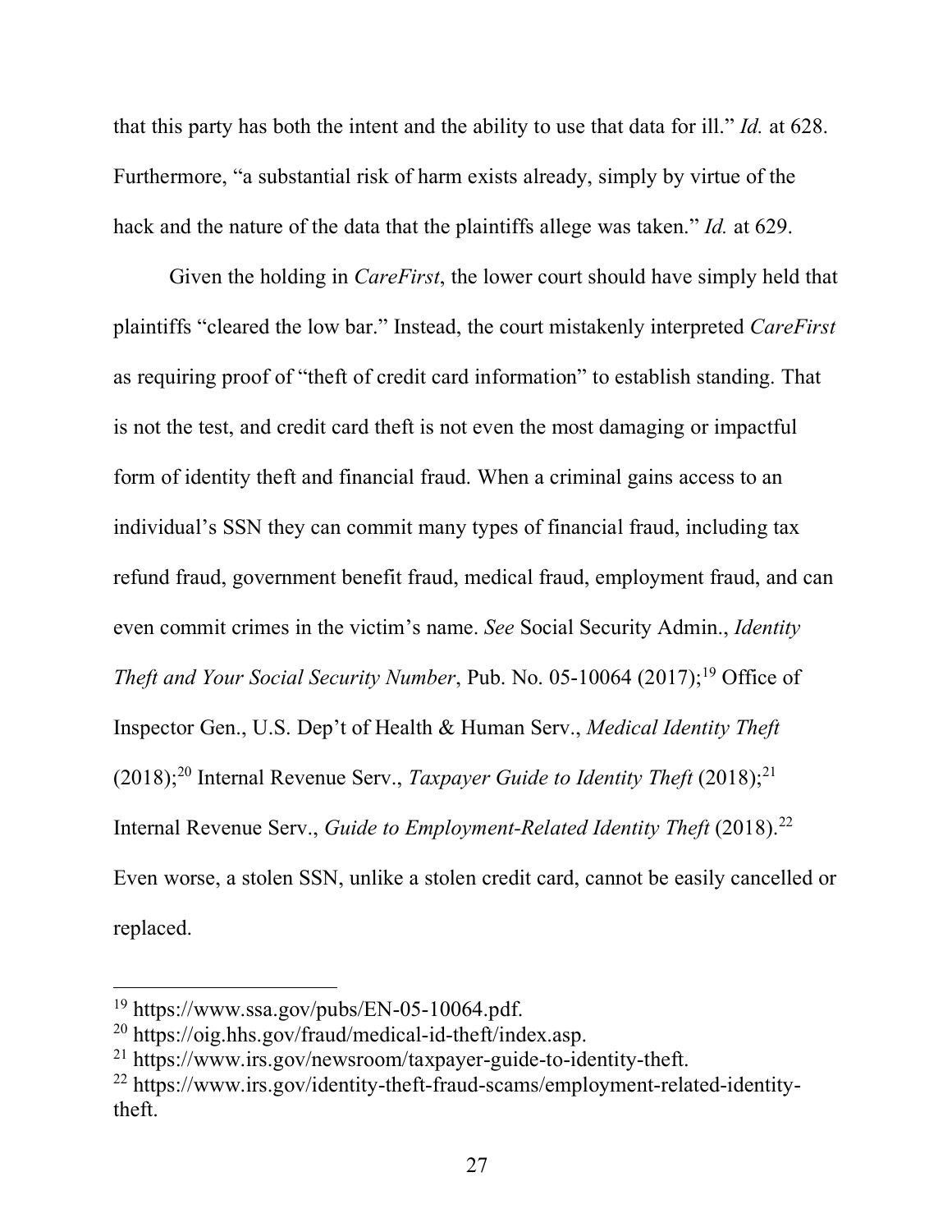that this party has both the intent and the ability to use that data for ill." *Id.* at 628. Furthermore, "a substantial risk of harm exists already, simply by virtue of the hack and the nature of the data that the plaintiffs allege was taken." *Id.* at 629.

Given the holding in *CareFirst*, the lower court should have simply held that plaintiffs "cleared the low bar." Instead, the court mistakenly interpreted *CareFirst* as requiring proof of "theft of credit card information" to establish standing. That is not the test, and credit card theft is not even the most damaging or impactful form of identity theft and financial fraud. When a criminal gains access to an individual's SSN they can commit many types of financial fraud, including tax refund fraud, government benefit fraud, medical fraud, employment fraud, and can even commit crimes in the victim's name. *See* Social Security Admin., *Identity Theft and Your Social Security Number*, Pub. No. 05-10064 (2017);[19] Office of Inspector Gen., U.S. Dep't of Health & Human Serv., *Medical Identity Theft* (2018);[20] Internal Revenue Serv., *Taxpayer Guide to Identity Theft* (2018);[21] Internal Revenue Serv., *Guide to Employment-Related Identity Theft* (2018).[22] Even worse, a stolen SSN, unlike a stolen credit card, cannot be easily cancelled or replaced.

---

[19] https://www.ssa.gov/pubs/EN-05-10064.pdf.

[20] https://oig.hhs.gov/fraud/medical-id-theft/index.asp.

[21] https://www.irs.gov/newsroom/taxpayer-guide-to-identity-theft.

[22] https://www.irs.gov/identity-theft-fraud-scams/employment-related-identity-theft.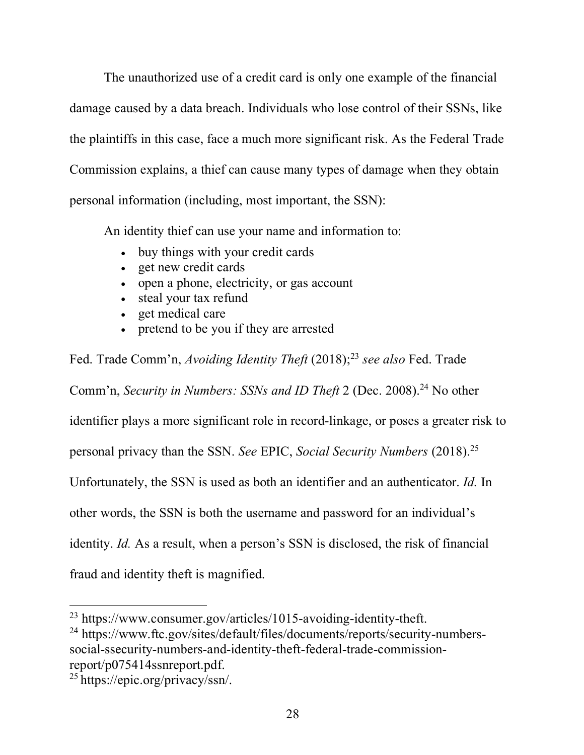The unauthorized use of a credit card is only one example of the financial damage caused by a data breach. Individuals who lose control of their SSNs, like the plaintiffs in this case, face a much more significant risk. As the Federal Trade Commission explains, a thief can cause many types of damage when they obtain personal information (including, most important, the SSN):

> An identity thief can use your name and information to:
>
> - buy things with your credit cards
> - get new credit cards
> - open a phone, electricity, or gas account
> - steal your tax refund
> - get medical care
> - pretend to be you if they are arrested

Fed. Trade Comm'n, *Avoiding Identity Theft* (2018);[23] *see also* Fed. Trade Comm'n, *Security in Numbers: SSNs and ID Theft* 2 (Dec. 2008).[24] No other identifier plays a more significant role in record-linkage, or poses a greater risk to personal privacy than the SSN. *See* EPIC, *Social Security Numbers* (2018).[25] Unfortunately, the SSN is used as both an identifier and an authenticator. *Id.* In other words, the SSN is both the username and password for an individual's identity. *Id.* As a result, when a person's SSN is disclosed, the risk of financial fraud and identity theft is magnified.

---

[23] https://www.consumer.gov/articles/1015-avoiding-identity-theft.

[24] https://www.ftc.gov/sites/default/files/documents/reports/security-numbers-social-ssecurity-numbers-and-identity-theft-federal-trade-commission-report/p075414ssnreport.pdf.

[25] https://epic.org/privacy/ssn/.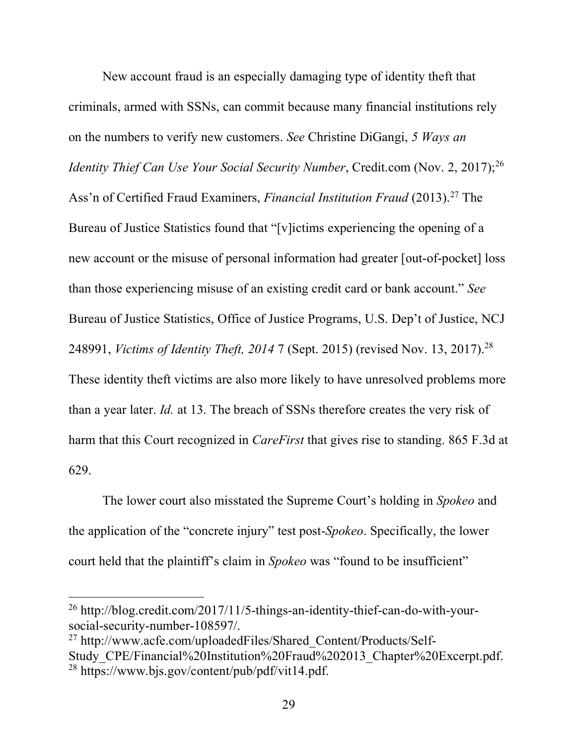New account fraud is an especially damaging type of identity theft that criminals, armed with SSNs, can commit because many financial institutions rely on the numbers to verify new customers. *See* Christine DiGangi, *5 Ways an Identity Thief Can Use Your Social Security Number*, Credit.com (Nov. 2, 2017);[26] Ass'n of Certified Fraud Examiners, *Financial Institution Fraud* (2013).[27] The Bureau of Justice Statistics found that "[v]ictims experiencing the opening of a new account or the misuse of personal information had greater [out-of-pocket] loss than those experiencing misuse of an existing credit card or bank account." *See* Bureau of Justice Statistics, Office of Justice Programs, U.S. Dep't of Justice, NCJ 248991, *Victims of Identity Theft, 2014* 7 (Sept. 2015) (revised Nov. 13, 2017).[28] These identity theft victims are also more likely to have unresolved problems more than a year later. *Id.* at 13. The breach of SSNs therefore creates the very risk of harm that this Court recognized in *CareFirst* that gives rise to standing. 865 F.3d at 629.

The lower court also misstated the Supreme Court's holding in *Spokeo* and the application of the "concrete injury" test post-*Spokeo*. Specifically, the lower court held that the plaintiff's claim in *Spokeo* was "found to be insufficient"

---

[26] http://blog.credit.com/2017/11/5-things-an-identity-thief-can-do-with-your-social-security-number-108597/.

[27] http://www.acfe.com/uploadedFiles/Shared_Content/Products/Self-Study_CPE/Financial%20Institution%20Fraud%202013_Chapter%20Excerpt.pdf.

[28] https://www.bjs.gov/content/pub/pdf/vit14.pdf.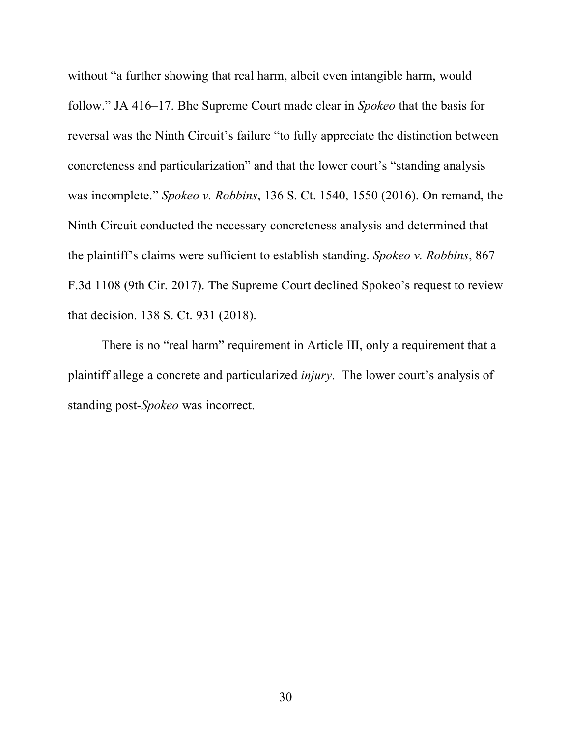without "a further showing that real harm, albeit even intangible harm, would follow." JA 416–17. Bhe Supreme Court made clear in *Spokeo* that the basis for reversal was the Ninth Circuit's failure "to fully appreciate the distinction between concreteness and particularization" and that the lower court's "standing analysis was incomplete." *Spokeo v. Robbins*, 136 S. Ct. 1540, 1550 (2016). On remand, the Ninth Circuit conducted the necessary concreteness analysis and determined that the plaintiff's claims were sufficient to establish standing. *Spokeo v. Robbins*, 867 F.3d 1108 (9th Cir. 2017). The Supreme Court declined Spokeo's request to review that decision. 138 S. Ct. 931 (2018).

There is no "real harm" requirement in Article III, only a requirement that a plaintiff allege a concrete and particularized *injury*. The lower court's analysis of standing post-*Spokeo* was incorrect.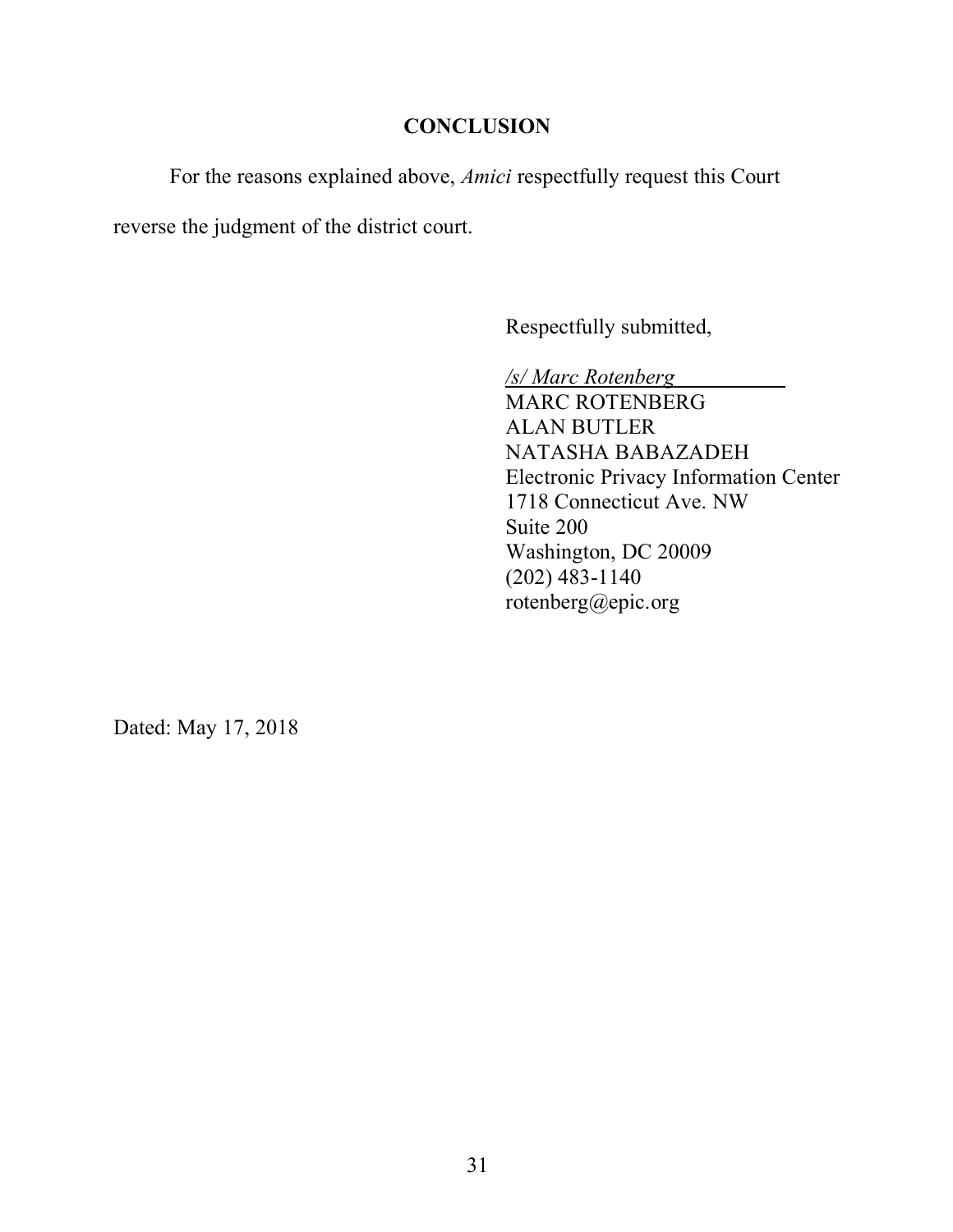## CONCLUSION

For the reasons explained above, *Amici* respectfully request this Court reverse the judgment of the district court.

Respectfully submitted,

*/s/ Marc Rotenberg*  
MARC ROTENBERG  
ALAN BUTLER  
NATASHA BABAZADEH  
Electronic Privacy Information Center  
1718 Connecticut Ave. NW  
Suite 200  
Washington, DC 20009  
(202) 483-1140  
rotenberg@epic.org

Dated: May 17, 2018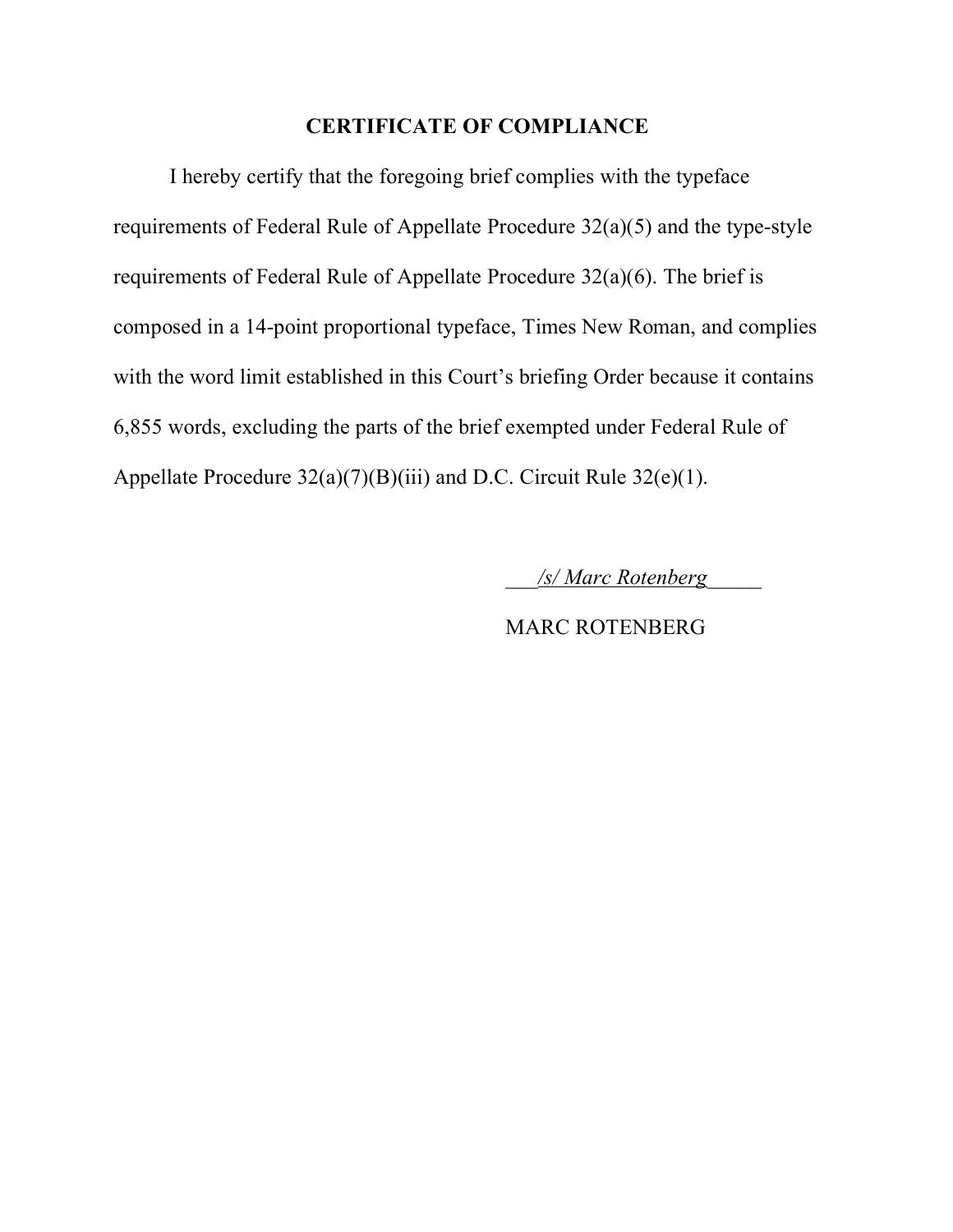## CERTIFICATE OF COMPLIANCE

I hereby certify that the foregoing brief complies with the typeface requirements of Federal Rule of Appellate Procedure 32(a)(5) and the type-style requirements of Federal Rule of Appellate Procedure 32(a)(6). The brief is composed in a 14-point proportional typeface, Times New Roman, and complies with the word limit established in this Court's briefing Order because it contains 6,855 words, excluding the parts of the brief exempted under Federal Rule of Appellate Procedure 32(a)(7)(B)(iii) and D.C. Circuit Rule 32(e)(1).

___*/s/ Marc Rotenberg*_____

MARC ROTENBERG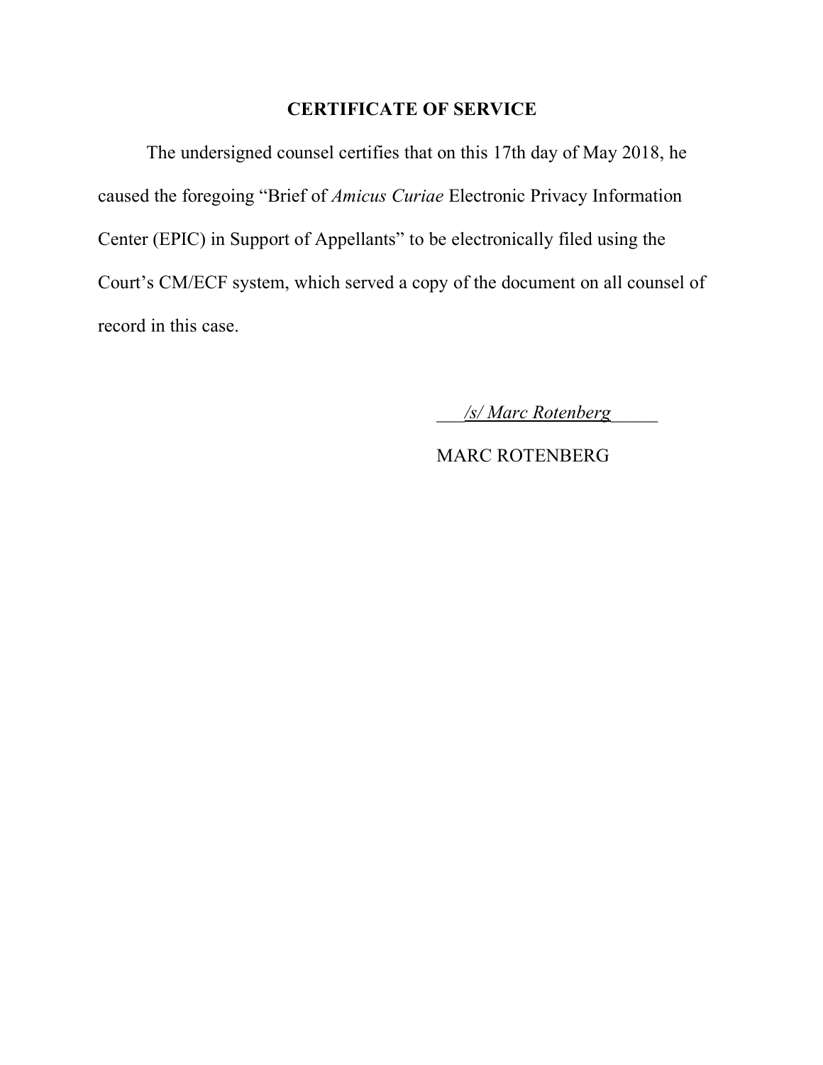## CERTIFICATE OF SERVICE

The undersigned counsel certifies that on this 17th day of May 2018, he caused the foregoing "Brief of *Amicus Curiae* Electronic Privacy Information Center (EPIC) in Support of Appellants" to be electronically filed using the Court's CM/ECF system, which served a copy of the document on all counsel of record in this case.

*/s/ Marc Rotenberg*

MARC ROTENBERG